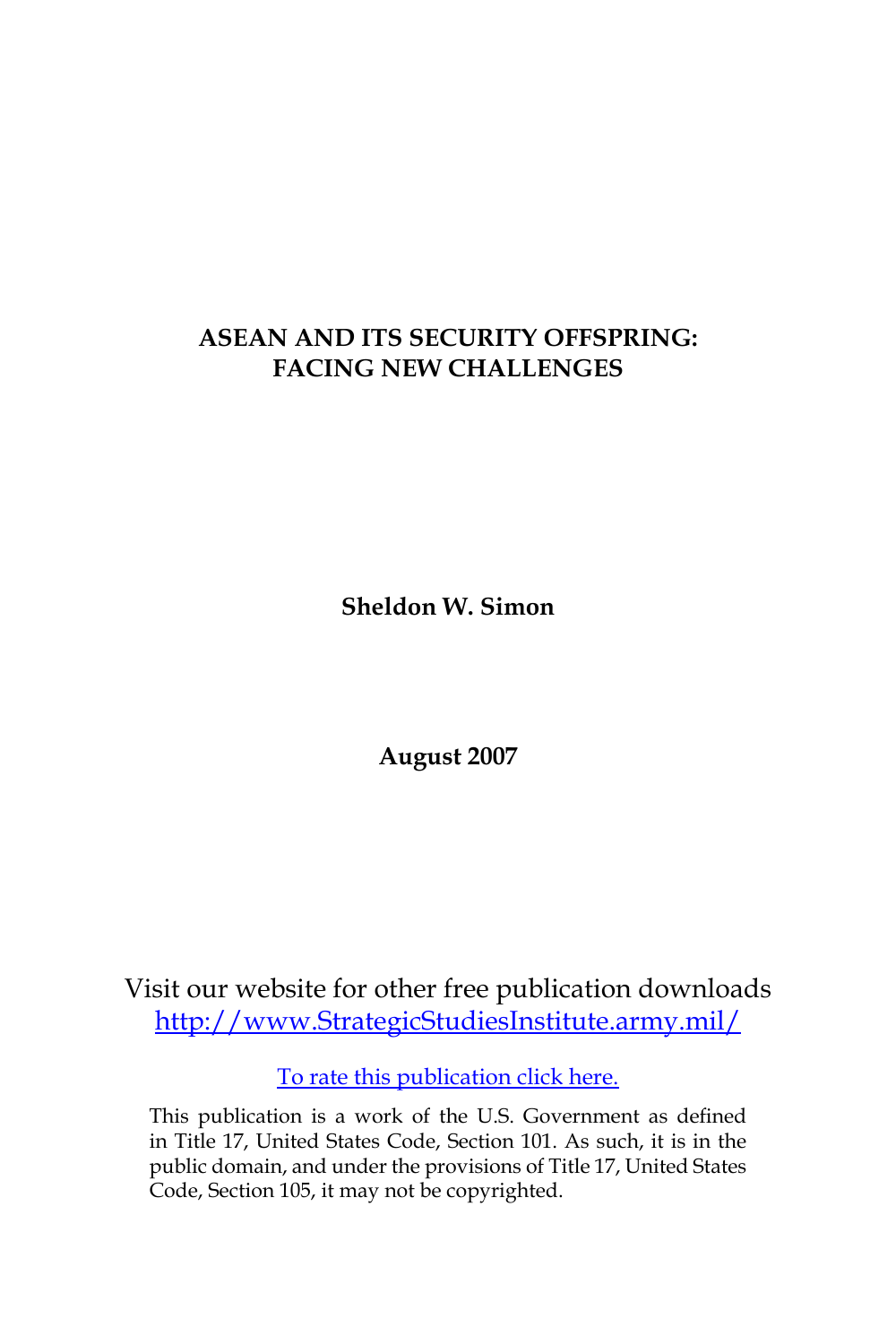# ASEAN AND ITS SECURITY OFFSPRING: FACING NEW CHALLENGES

**Sheldon W. Simon**

**August 2007**

Visit our website for other free publication downloads
http://www.StrategicStudiesInstitute.army.mil/

To rate this publication click here.

This publication is a work of the U.S. Government as defined in Title 17, United States Code, Section 101. As such, it is in the public domain, and under the provisions of Title 17, United States Code, Section 105, it may not be copyrighted.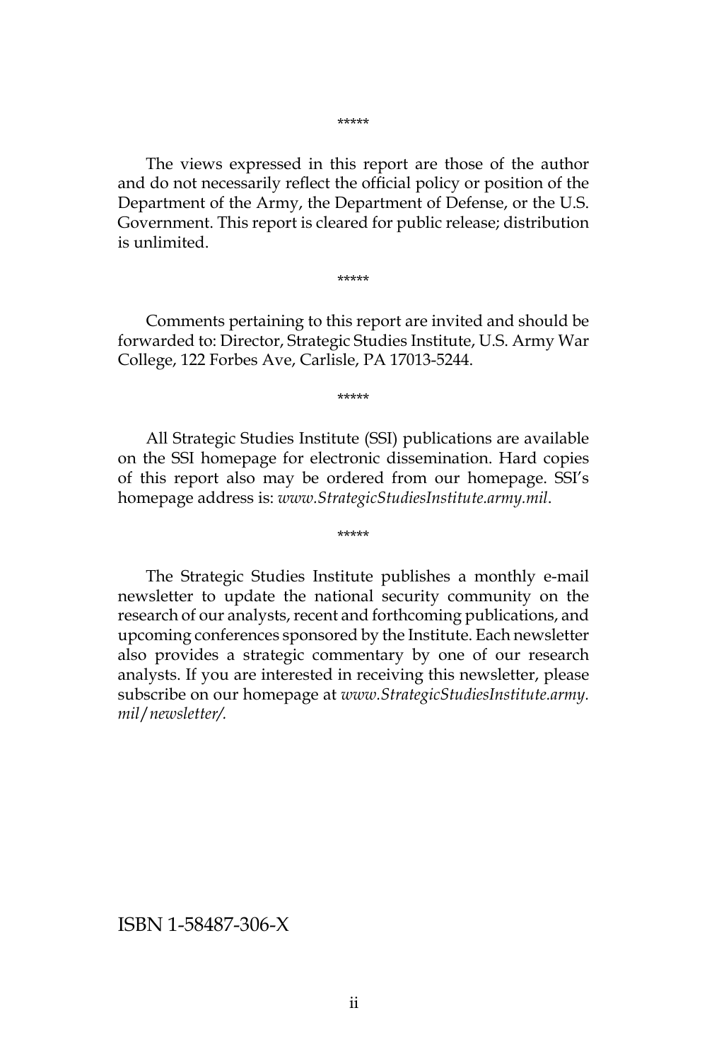*****

The views expressed in this report are those of the author and do not necessarily reflect the official policy or position of the Department of the Army, the Department of Defense, or the U.S. Government. This report is cleared for public release; distribution is unlimited.

*****

Comments pertaining to this report are invited and should be forwarded to: Director, Strategic Studies Institute, U.S. Army War College, 122 Forbes Ave, Carlisle, PA 17013-5244.

*****

All Strategic Studies Institute (SSI) publications are available on the SSI homepage for electronic dissemination. Hard copies of this report also may be ordered from our homepage. SSI's homepage address is: *www.StrategicStudiesInstitute.army.mil*.

*****

The Strategic Studies Institute publishes a monthly e-mail newsletter to update the national security community on the research of our analysts, recent and forthcoming publications, and upcoming conferences sponsored by the Institute. Each newsletter also provides a strategic commentary by one of our research analysts. If you are interested in receiving this newsletter, please subscribe on our homepage at *www.StrategicStudiesInstitute.army.mil/newsletter/.*

ISBN 1-58487-306-X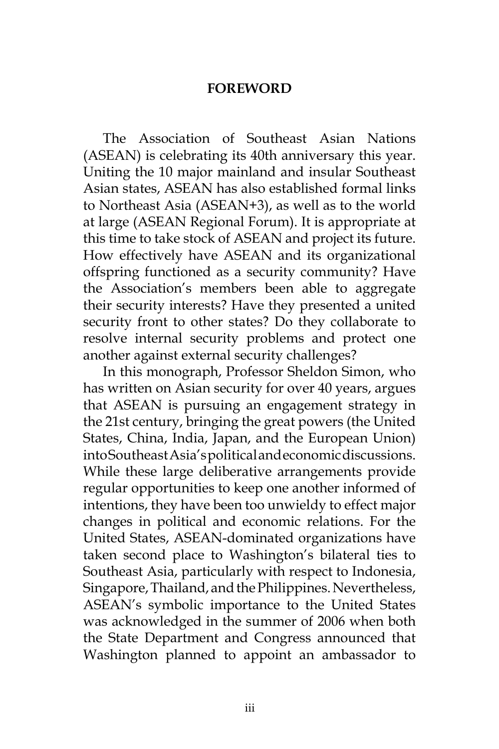## FOREWORD

The Association of Southeast Asian Nations (ASEAN) is celebrating its 40th anniversary this year. Uniting the 10 major mainland and insular Southeast Asian states, ASEAN has also established formal links to Northeast Asia (ASEAN+3), as well as to the world at large (ASEAN Regional Forum). It is appropriate at this time to take stock of ASEAN and project its future. How effectively have ASEAN and its organizational offspring functioned as a security community? Have the Association's members been able to aggregate their security interests? Have they presented a united security front to other states? Do they collaborate to resolve internal security problems and protect one another against external security challenges?

In this monograph, Professor Sheldon Simon, who has written on Asian security for over 40 years, argues that ASEAN is pursuing an engagement strategy in the 21st century, bringing the great powers (the United States, China, India, Japan, and the European Union) into Southeast Asia's political and economic discussions. While these large deliberative arrangements provide regular opportunities to keep one another informed of intentions, they have been too unwieldy to effect major changes in political and economic relations. For the United States, ASEAN-dominated organizations have taken second place to Washington's bilateral ties to Southeast Asia, particularly with respect to Indonesia, Singapore, Thailand, and the Philippines. Nevertheless, ASEAN's symbolic importance to the United States was acknowledged in the summer of 2006 when both the State Department and Congress announced that Washington planned to appoint an ambassador to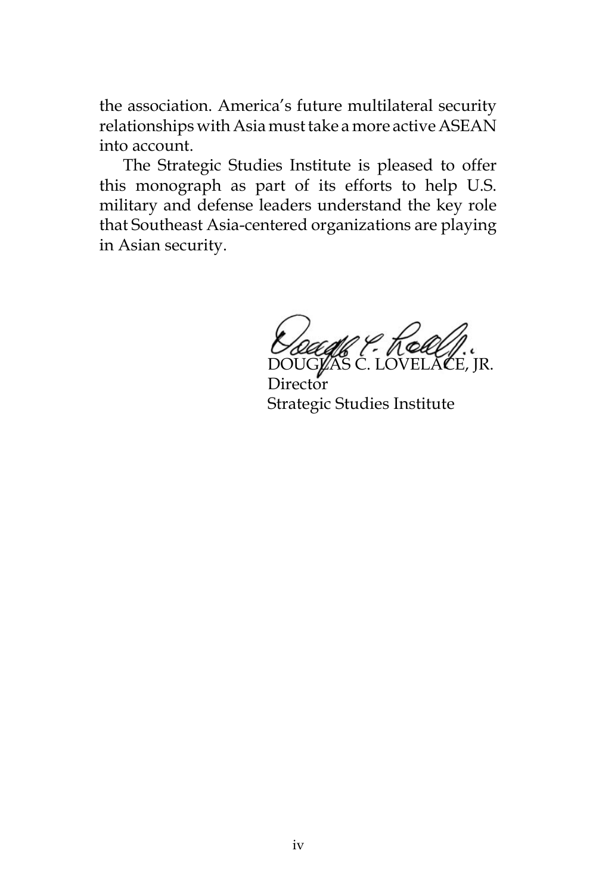the association. America's future multilateral security relationships with Asia must take a more active ASEAN into account.

The Strategic Studies Institute is pleased to offer this monograph as part of its efforts to help U.S. military and defense leaders understand the key role that Southeast Asia-centered organizations are playing in Asian security.

DOUGLAS C. LOVELACE, JR.  
Director  
Strategic Studies Institute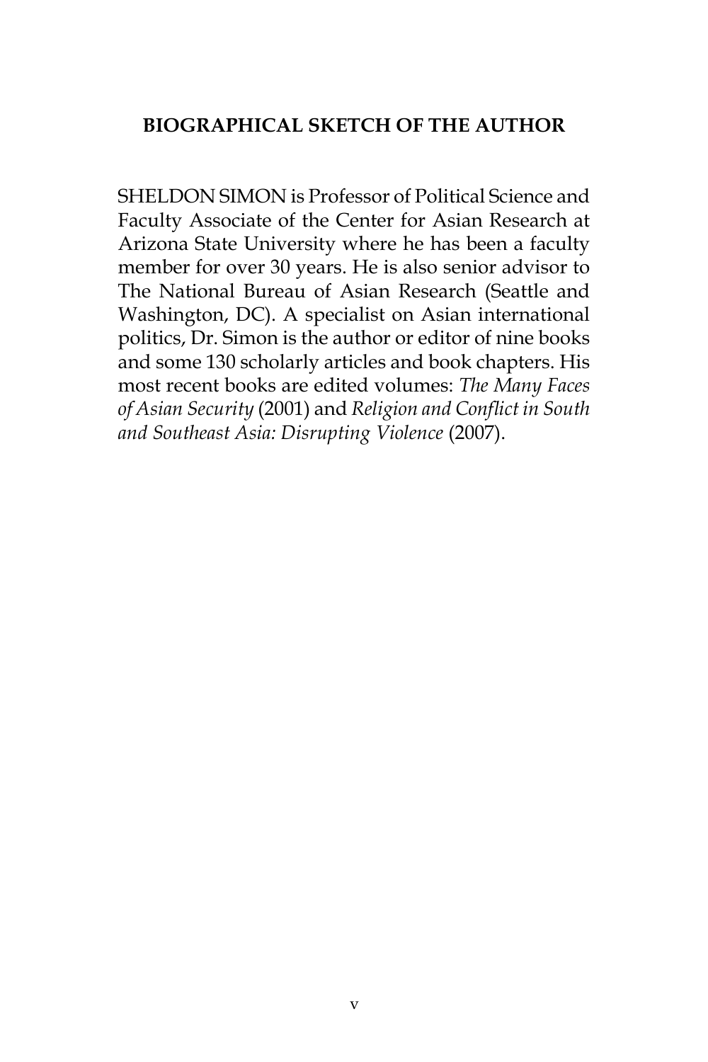## BIOGRAPHICAL SKETCH OF THE AUTHOR

SHELDON SIMON is Professor of Political Science and Faculty Associate of the Center for Asian Research at Arizona State University where he has been a faculty member for over 30 years. He is also senior advisor to The National Bureau of Asian Research (Seattle and Washington, DC). A specialist on Asian international politics, Dr. Simon is the author or editor of nine books and some 130 scholarly articles and book chapters. His most recent books are edited volumes: *The Many Faces of Asian Security* (2001) and *Religion and Conflict in South and Southeast Asia: Disrupting Violence* (2007).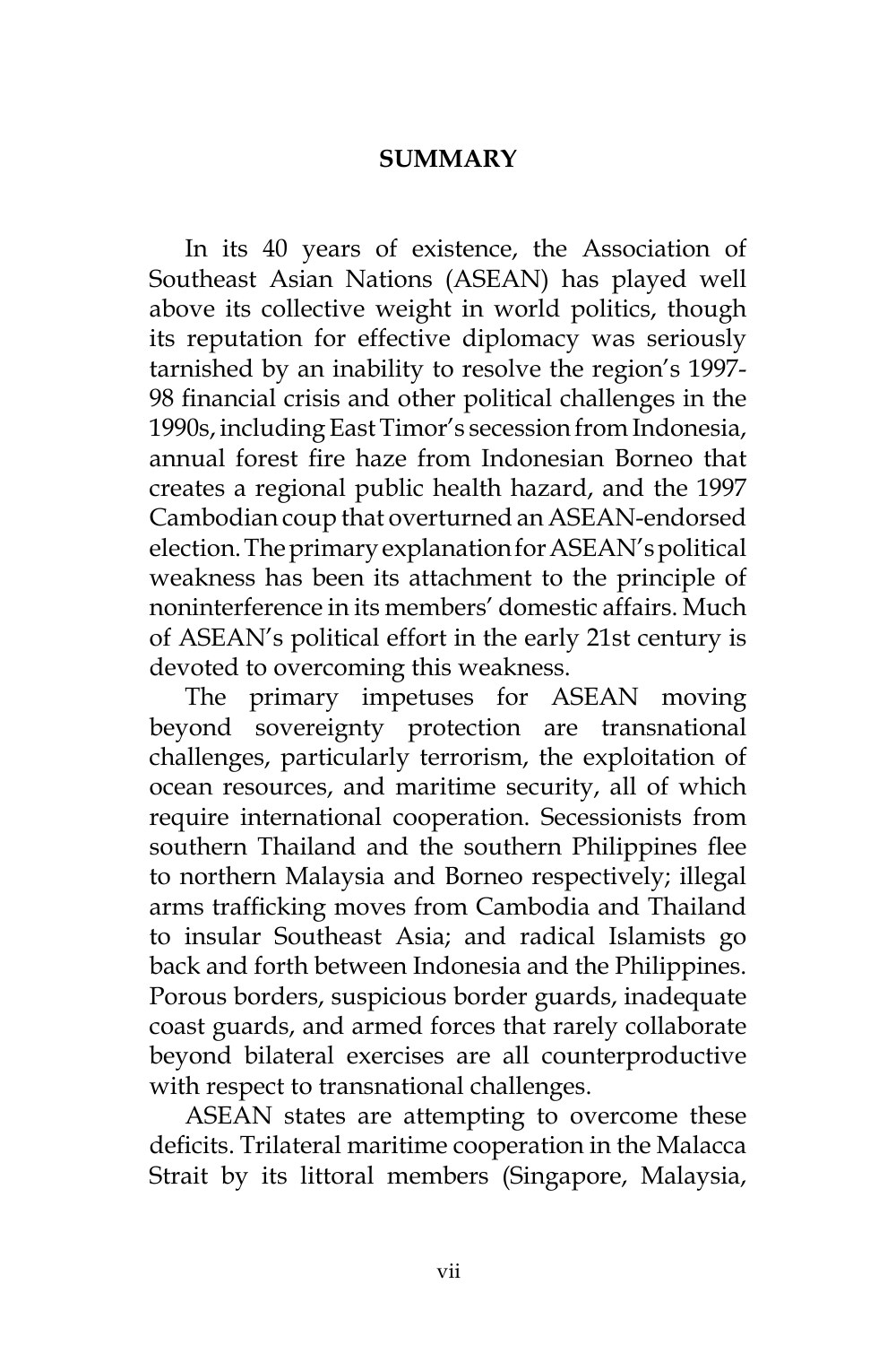## SUMMARY

In its 40 years of existence, the Association of Southeast Asian Nations (ASEAN) has played well above its collective weight in world politics, though its reputation for effective diplomacy was seriously tarnished by an inability to resolve the region's 1997-98 financial crisis and other political challenges in the 1990s, including East Timor's secession from Indonesia, annual forest fire haze from Indonesian Borneo that creates a regional public health hazard, and the 1997 Cambodian coup that overturned an ASEAN-endorsed election. The primary explanation for ASEAN's political weakness has been its attachment to the principle of noninterference in its members' domestic affairs. Much of ASEAN's political effort in the early 21st century is devoted to overcoming this weakness.

The primary impetuses for ASEAN moving beyond sovereignty protection are transnational challenges, particularly terrorism, the exploitation of ocean resources, and maritime security, all of which require international cooperation. Secessionists from southern Thailand and the southern Philippines flee to northern Malaysia and Borneo respectively; illegal arms trafficking moves from Cambodia and Thailand to insular Southeast Asia; and radical Islamists go back and forth between Indonesia and the Philippines. Porous borders, suspicious border guards, inadequate coast guards, and armed forces that rarely collaborate beyond bilateral exercises are all counterproductive with respect to transnational challenges.

ASEAN states are attempting to overcome these deficits. Trilateral maritime cooperation in the Malacca Strait by its littoral members (Singapore, Malaysia,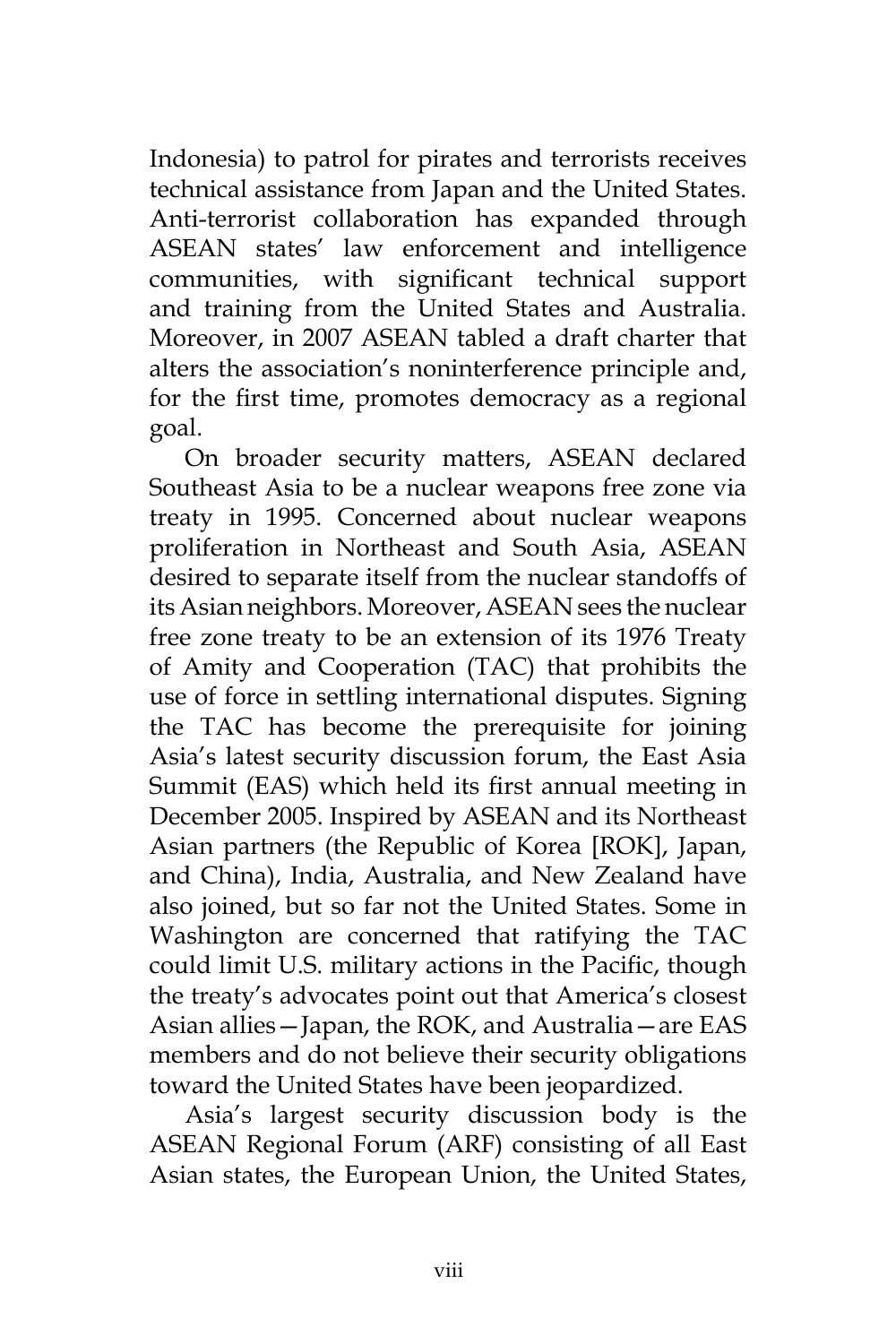Indonesia) to patrol for pirates and terrorists receives technical assistance from Japan and the United States. Anti-terrorist collaboration has expanded through ASEAN states' law enforcement and intelligence communities, with significant technical support and training from the United States and Australia. Moreover, in 2007 ASEAN tabled a draft charter that alters the association's noninterference principle and, for the first time, promotes democracy as a regional goal.

On broader security matters, ASEAN declared Southeast Asia to be a nuclear weapons free zone via treaty in 1995. Concerned about nuclear weapons proliferation in Northeast and South Asia, ASEAN desired to separate itself from the nuclear standoffs of its Asian neighbors. Moreover, ASEAN sees the nuclear free zone treaty to be an extension of its 1976 Treaty of Amity and Cooperation (TAC) that prohibits the use of force in settling international disputes. Signing the TAC has become the prerequisite for joining Asia's latest security discussion forum, the East Asia Summit (EAS) which held its first annual meeting in December 2005. Inspired by ASEAN and its Northeast Asian partners (the Republic of Korea [ROK], Japan, and China), India, Australia, and New Zealand have also joined, but so far not the United States. Some in Washington are concerned that ratifying the TAC could limit U.S. military actions in the Pacific, though the treaty's advocates point out that America's closest Asian allies—Japan, the ROK, and Australia—are EAS members and do not believe their security obligations toward the United States have been jeopardized.

Asia's largest security discussion body is the ASEAN Regional Forum (ARF) consisting of all East Asian states, the European Union, the United States,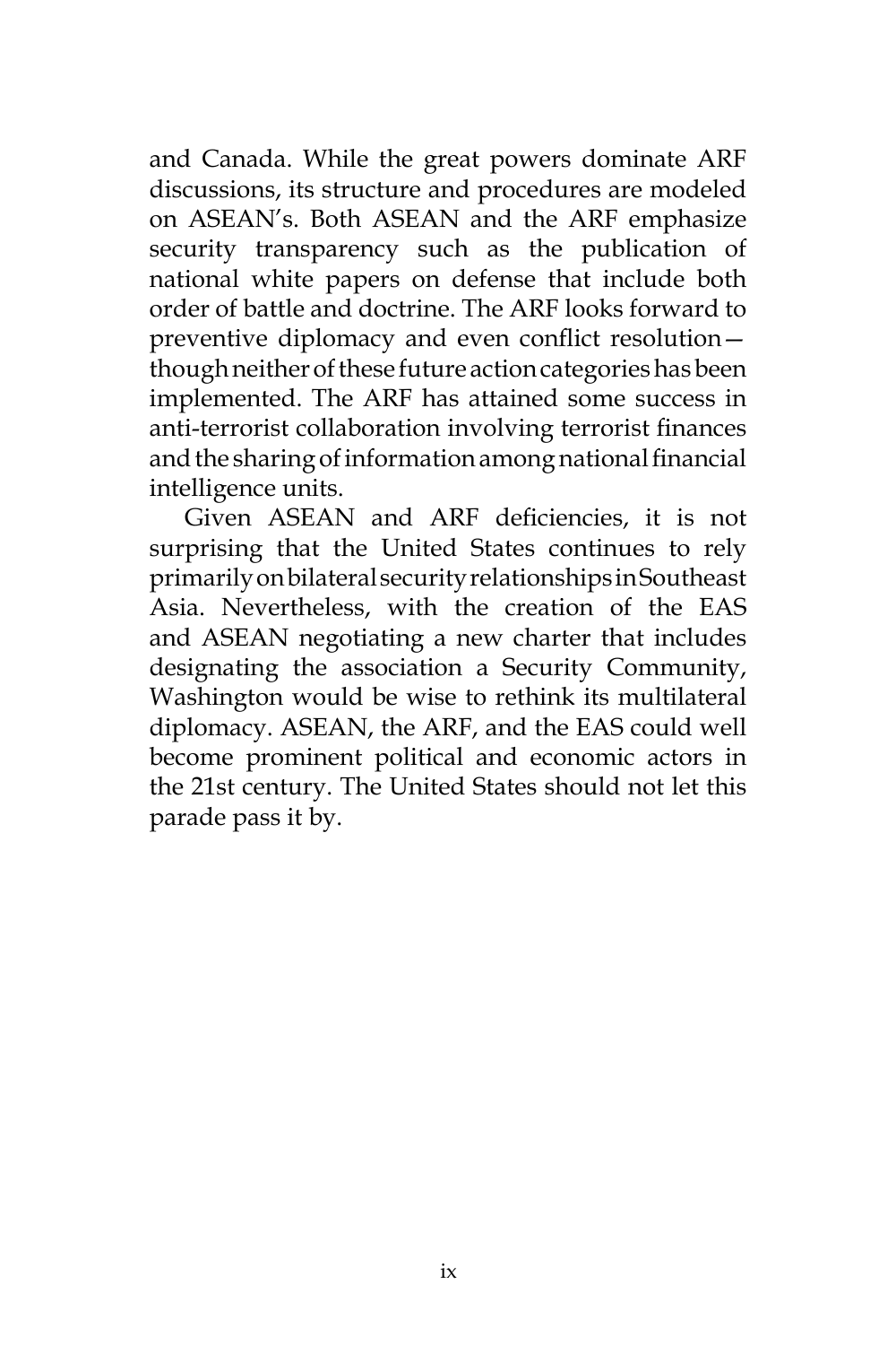and Canada. While the great powers dominate ARF discussions, its structure and procedures are modeled on ASEAN's. Both ASEAN and the ARF emphasize security transparency such as the publication of national white papers on defense that include both order of battle and doctrine. The ARF looks forward to preventive diplomacy and even conflict resolution—though neither of these future action categories has been implemented. The ARF has attained some success in anti-terrorist collaboration involving terrorist finances and the sharing of information among national financial intelligence units.

Given ASEAN and ARF deficiencies, it is not surprising that the United States continues to rely primarily on bilateral security relationships in Southeast Asia. Nevertheless, with the creation of the EAS and ASEAN negotiating a new charter that includes designating the association a Security Community, Washington would be wise to rethink its multilateral diplomacy. ASEAN, the ARF, and the EAS could well become prominent political and economic actors in the 21st century. The United States should not let this parade pass it by.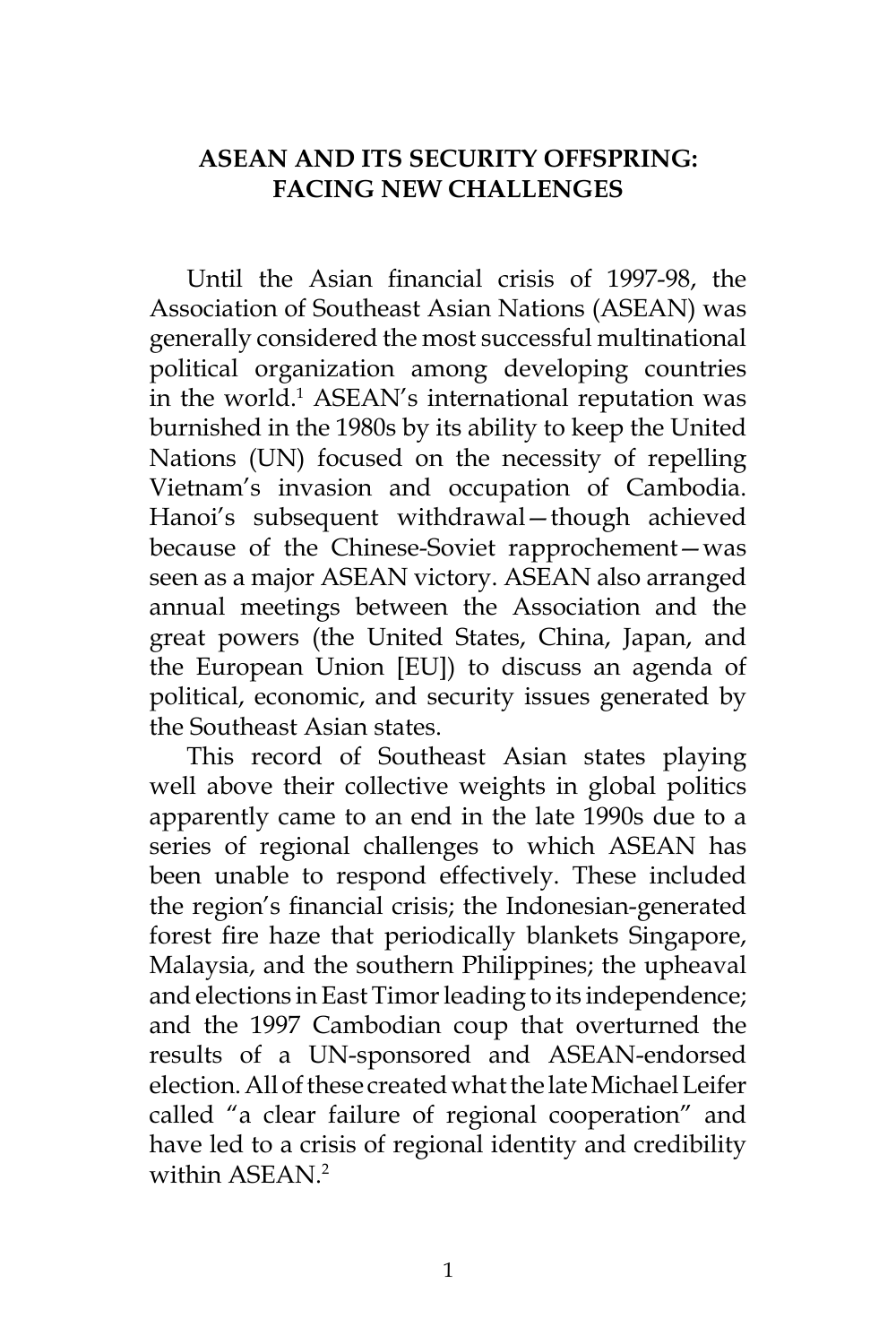# ASEAN AND ITS SECURITY OFFSPRING: FACING NEW CHALLENGES

Until the Asian financial crisis of 1997-98, the Association of Southeast Asian Nations (ASEAN) was generally considered the most successful multinational political organization among developing countries in the world.[1] ASEAN's international reputation was burnished in the 1980s by its ability to keep the United Nations (UN) focused on the necessity of repelling Vietnam's invasion and occupation of Cambodia. Hanoi's subsequent withdrawal—though achieved because of the Chinese-Soviet rapprochement—was seen as a major ASEAN victory. ASEAN also arranged annual meetings between the Association and the great powers (the United States, China, Japan, and the European Union [EU]) to discuss an agenda of political, economic, and security issues generated by the Southeast Asian states.

This record of Southeast Asian states playing well above their collective weights in global politics apparently came to an end in the late 1990s due to a series of regional challenges to which ASEAN has been unable to respond effectively. These included the region's financial crisis; the Indonesian-generated forest fire haze that periodically blankets Singapore, Malaysia, and the southern Philippines; the upheaval and elections in East Timor leading to its independence; and the 1997 Cambodian coup that overturned the results of a UN-sponsored and ASEAN-endorsed election. All of these created what the late Michael Leifer called "a clear failure of regional cooperation" and have led to a crisis of regional identity and credibility within ASEAN.[2]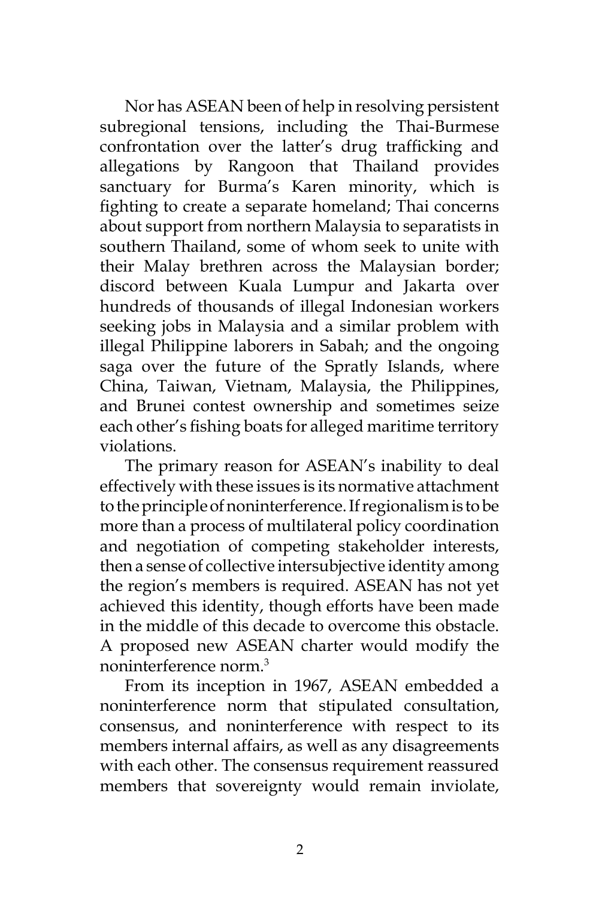Nor has ASEAN been of help in resolving persistent subregional tensions, including the Thai-Burmese confrontation over the latter's drug trafficking and allegations by Rangoon that Thailand provides sanctuary for Burma's Karen minority, which is fighting to create a separate homeland; Thai concerns about support from northern Malaysia to separatists in southern Thailand, some of whom seek to unite with their Malay brethren across the Malaysian border; discord between Kuala Lumpur and Jakarta over hundreds of thousands of illegal Indonesian workers seeking jobs in Malaysia and a similar problem with illegal Philippine laborers in Sabah; and the ongoing saga over the future of the Spratly Islands, where China, Taiwan, Vietnam, Malaysia, the Philippines, and Brunei contest ownership and sometimes seize each other's fishing boats for alleged maritime territory violations.

The primary reason for ASEAN's inability to deal effectively with these issues is its normative attachment to the principle of noninterference. If regionalism is to be more than a process of multilateral policy coordination and negotiation of competing stakeholder interests, then a sense of collective intersubjective identity among the region's members is required. ASEAN has not yet achieved this identity, though efforts have been made in the middle of this decade to overcome this obstacle. A proposed new ASEAN charter would modify the noninterference norm.[3]

From its inception in 1967, ASEAN embedded a noninterference norm that stipulated consultation, consensus, and noninterference with respect to its members internal affairs, as well as any disagreements with each other. The consensus requirement reassured members that sovereignty would remain inviolate,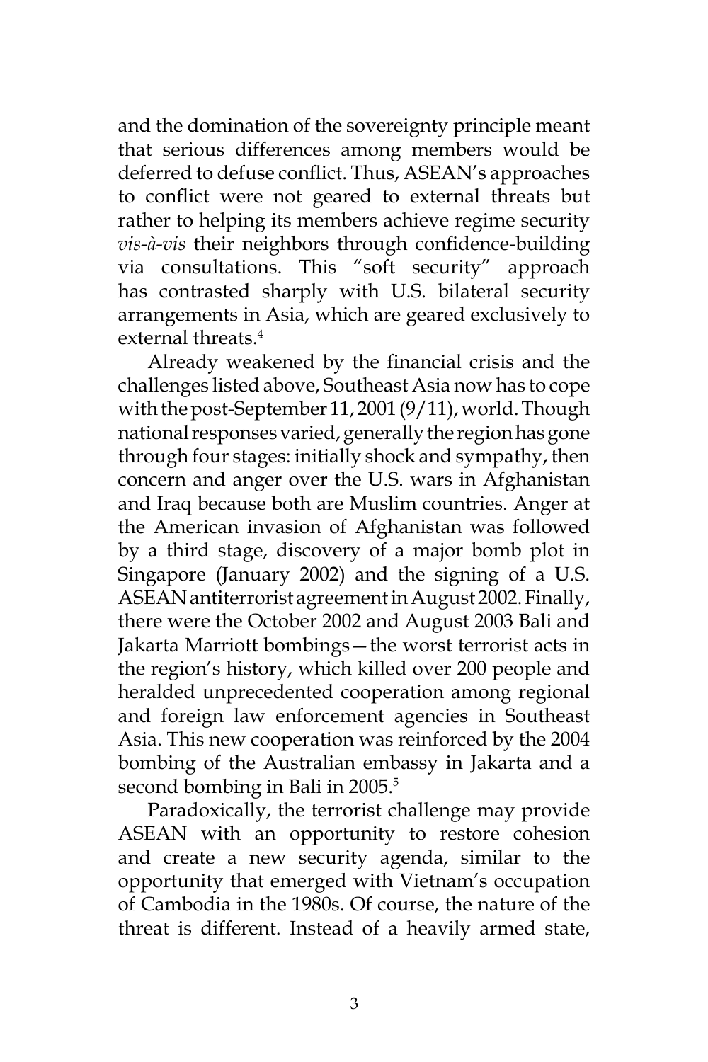and the domination of the sovereignty principle meant that serious differences among members would be deferred to defuse conflict. Thus, ASEAN's approaches to conflict were not geared to external threats but rather to helping its members achieve regime security *vis-à-vis* their neighbors through confidence-building via consultations. This "soft security" approach has contrasted sharply with U.S. bilateral security arrangements in Asia, which are geared exclusively to external threats.[4]

Already weakened by the financial crisis and the challenges listed above, Southeast Asia now has to cope with the post-September 11, 2001 (9/11), world. Though national responses varied, generally the region has gone through four stages: initially shock and sympathy, then concern and anger over the U.S. wars in Afghanistan and Iraq because both are Muslim countries. Anger at the American invasion of Afghanistan was followed by a third stage, discovery of a major bomb plot in Singapore (January 2002) and the signing of a U.S. ASEAN antiterrorist agreement in August 2002. Finally, there were the October 2002 and August 2003 Bali and Jakarta Marriott bombings—the worst terrorist acts in the region's history, which killed over 200 people and heralded unprecedented cooperation among regional and foreign law enforcement agencies in Southeast Asia. This new cooperation was reinforced by the 2004 bombing of the Australian embassy in Jakarta and a second bombing in Bali in 2005.[5]

Paradoxically, the terrorist challenge may provide ASEAN with an opportunity to restore cohesion and create a new security agenda, similar to the opportunity that emerged with Vietnam's occupation of Cambodia in the 1980s. Of course, the nature of the threat is different. Instead of a heavily armed state,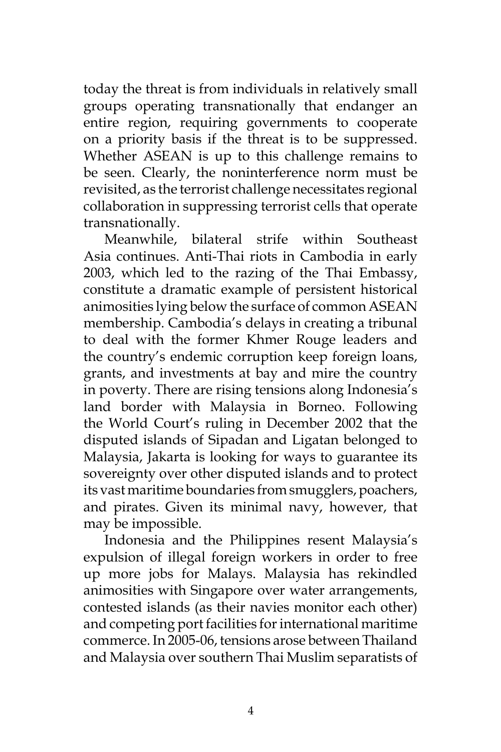today the threat is from individuals in relatively small groups operating transnationally that endanger an entire region, requiring governments to cooperate on a priority basis if the threat is to be suppressed. Whether ASEAN is up to this challenge remains to be seen. Clearly, the noninterference norm must be revisited, as the terrorist challenge necessitates regional collaboration in suppressing terrorist cells that operate transnationally.

Meanwhile, bilateral strife within Southeast Asia continues. Anti-Thai riots in Cambodia in early 2003, which led to the razing of the Thai Embassy, constitute a dramatic example of persistent historical animosities lying below the surface of common ASEAN membership. Cambodia's delays in creating a tribunal to deal with the former Khmer Rouge leaders and the country's endemic corruption keep foreign loans, grants, and investments at bay and mire the country in poverty. There are rising tensions along Indonesia's land border with Malaysia in Borneo. Following the World Court's ruling in December 2002 that the disputed islands of Sipadan and Ligatan belonged to Malaysia, Jakarta is looking for ways to guarantee its sovereignty over other disputed islands and to protect its vast maritime boundaries from smugglers, poachers, and pirates. Given its minimal navy, however, that may be impossible.

Indonesia and the Philippines resent Malaysia's expulsion of illegal foreign workers in order to free up more jobs for Malays. Malaysia has rekindled animosities with Singapore over water arrangements, contested islands (as their navies monitor each other) and competing port facilities for international maritime commerce. In 2005-06, tensions arose between Thailand and Malaysia over southern Thai Muslim separatists of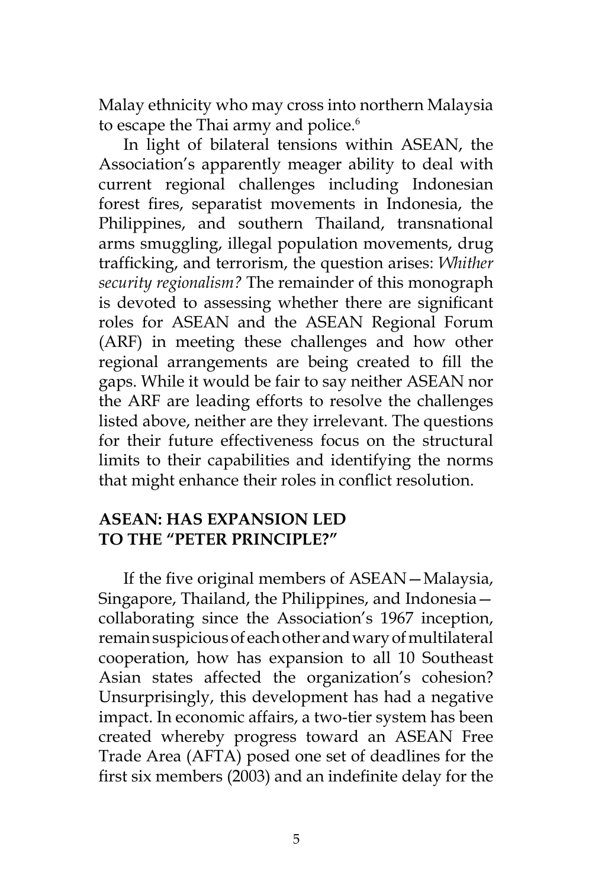Malay ethnicity who may cross into northern Malaysia to escape the Thai army and police.[6]

In light of bilateral tensions within ASEAN, the Association's apparently meager ability to deal with current regional challenges including Indonesian forest fires, separatist movements in Indonesia, the Philippines, and southern Thailand, transnational arms smuggling, illegal population movements, drug trafficking, and terrorism, the question arises: *Whither security regionalism?* The remainder of this monograph is devoted to assessing whether there are significant roles for ASEAN and the ASEAN Regional Forum (ARF) in meeting these challenges and how other regional arrangements are being created to fill the gaps. While it would be fair to say neither ASEAN nor the ARF are leading efforts to resolve the challenges listed above, neither are they irrelevant. The questions for their future effectiveness focus on the structural limits to their capabilities and identifying the norms that might enhance their roles in conflict resolution.

## ASEAN: HAS EXPANSION LED TO THE "PETER PRINCIPLE?"

If the five original members of ASEAN—Malaysia, Singapore, Thailand, the Philippines, and Indonesia—collaborating since the Association's 1967 inception, remain suspicious of each other and wary of multilateral cooperation, how has expansion to all 10 Southeast Asian states affected the organization's cohesion? Unsurprisingly, this development has had a negative impact. In economic affairs, a two-tier system has been created whereby progress toward an ASEAN Free Trade Area (AFTA) posed one set of deadlines for the first six members (2003) and an indefinite delay for the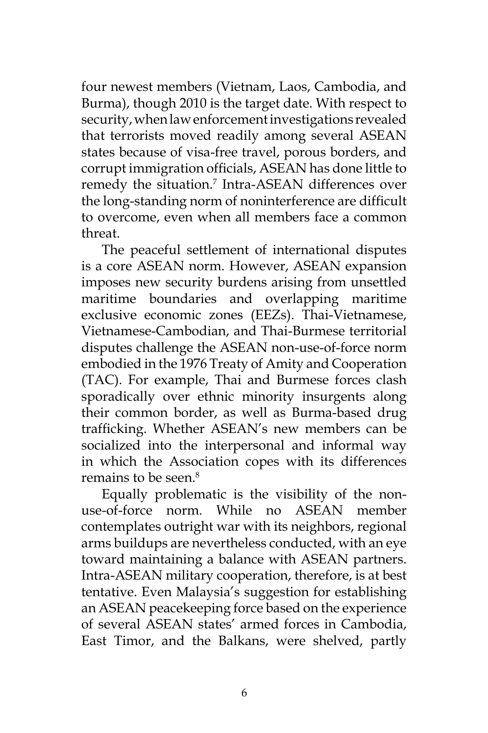four newest members (Vietnam, Laos, Cambodia, and Burma), though 2010 is the target date. With respect to security, when law enforcement investigations revealed that terrorists moved readily among several ASEAN states because of visa-free travel, porous borders, and corrupt immigration officials, ASEAN has done little to remedy the situation.[7] Intra-ASEAN differences over the long-standing norm of noninterference are difficult to overcome, even when all members face a common threat.

The peaceful settlement of international disputes is a core ASEAN norm. However, ASEAN expansion imposes new security burdens arising from unsettled maritime boundaries and overlapping maritime exclusive economic zones (EEZs). Thai-Vietnamese, Vietnamese-Cambodian, and Thai-Burmese territorial disputes challenge the ASEAN non-use-of-force norm embodied in the 1976 Treaty of Amity and Cooperation (TAC). For example, Thai and Burmese forces clash sporadically over ethnic minority insurgents along their common border, as well as Burma-based drug trafficking. Whether ASEAN's new members can be socialized into the interpersonal and informal way in which the Association copes with its differences remains to be seen.[8]

Equally problematic is the visibility of the non-use-of-force norm. While no ASEAN member contemplates outright war with its neighbors, regional arms buildups are nevertheless conducted, with an eye toward maintaining a balance with ASEAN partners. Intra-ASEAN military cooperation, therefore, is at best tentative. Even Malaysia's suggestion for establishing an ASEAN peacekeeping force based on the experience of several ASEAN states' armed forces in Cambodia, East Timor, and the Balkans, were shelved, partly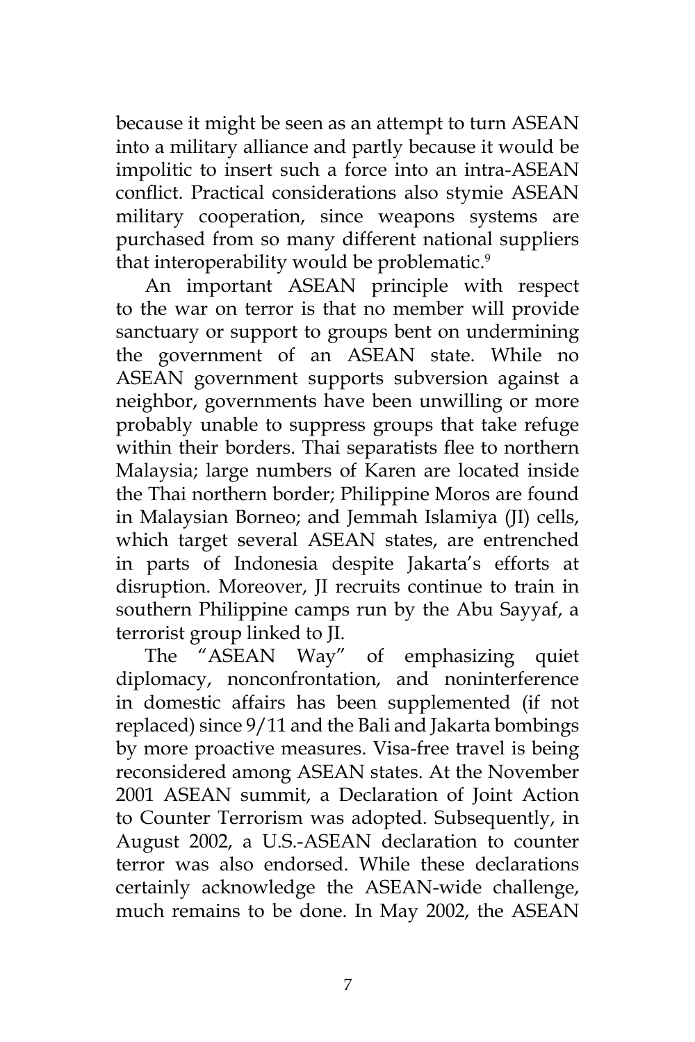because it might be seen as an attempt to turn ASEAN into a military alliance and partly because it would be impolitic to insert such a force into an intra-ASEAN conflict. Practical considerations also stymie ASEAN military cooperation, since weapons systems are purchased from so many different national suppliers that interoperability would be problematic.[9]

An important ASEAN principle with respect to the war on terror is that no member will provide sanctuary or support to groups bent on undermining the government of an ASEAN state. While no ASEAN government supports subversion against a neighbor, governments have been unwilling or more probably unable to suppress groups that take refuge within their borders. Thai separatists flee to northern Malaysia; large numbers of Karen are located inside the Thai northern border; Philippine Moros are found in Malaysian Borneo; and Jemmah Islamiya (JI) cells, which target several ASEAN states, are entrenched in parts of Indonesia despite Jakarta's efforts at disruption. Moreover, JI recruits continue to train in southern Philippine camps run by the Abu Sayyaf, a terrorist group linked to JI.

The "ASEAN Way" of emphasizing quiet diplomacy, nonconfrontation, and noninterference in domestic affairs has been supplemented (if not replaced) since 9/11 and the Bali and Jakarta bombings by more proactive measures. Visa-free travel is being reconsidered among ASEAN states. At the November 2001 ASEAN summit, a Declaration of Joint Action to Counter Terrorism was adopted. Subsequently, in August 2002, a U.S.-ASEAN declaration to counter terror was also endorsed. While these declarations certainly acknowledge the ASEAN-wide challenge, much remains to be done. In May 2002, the ASEAN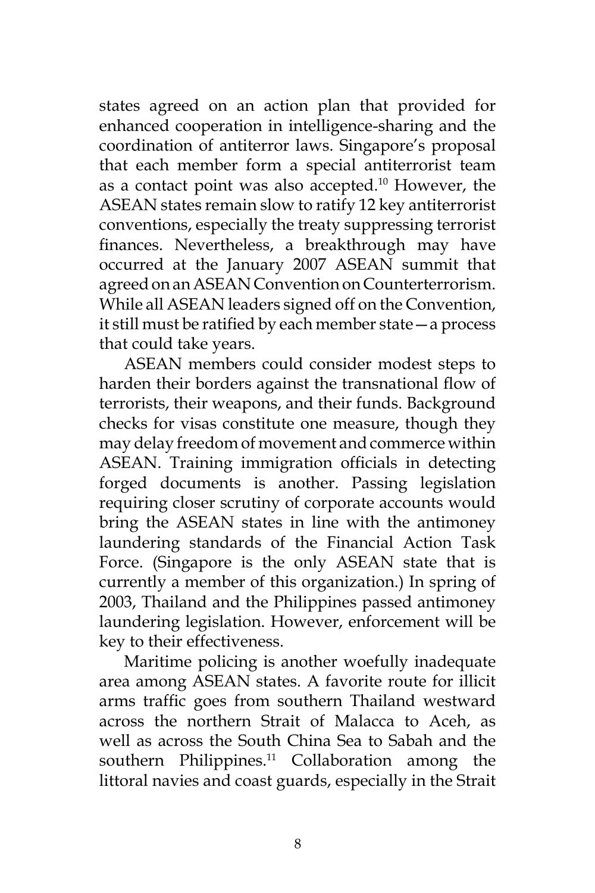states agreed on an action plan that provided for enhanced cooperation in intelligence-sharing and the coordination of antiterror laws. Singapore's proposal that each member form a special antiterrorist team as a contact point was also accepted.[10] However, the ASEAN states remain slow to ratify 12 key antiterrorist conventions, especially the treaty suppressing terrorist finances. Nevertheless, a breakthrough may have occurred at the January 2007 ASEAN summit that agreed on an ASEAN Convention on Counterterrorism. While all ASEAN leaders signed off on the Convention, it still must be ratified by each member state—a process that could take years.

ASEAN members could consider modest steps to harden their borders against the transnational flow of terrorists, their weapons, and their funds. Background checks for visas constitute one measure, though they may delay freedom of movement and commerce within ASEAN. Training immigration officials in detecting forged documents is another. Passing legislation requiring closer scrutiny of corporate accounts would bring the ASEAN states in line with the antimoney laundering standards of the Financial Action Task Force. (Singapore is the only ASEAN state that is currently a member of this organization.) In spring of 2003, Thailand and the Philippines passed antimoney laundering legislation. However, enforcement will be key to their effectiveness.

Maritime policing is another woefully inadequate area among ASEAN states. A favorite route for illicit arms traffic goes from southern Thailand westward across the northern Strait of Malacca to Aceh, as well as across the South China Sea to Sabah and the southern Philippines.[11] Collaboration among the littoral navies and coast guards, especially in the Strait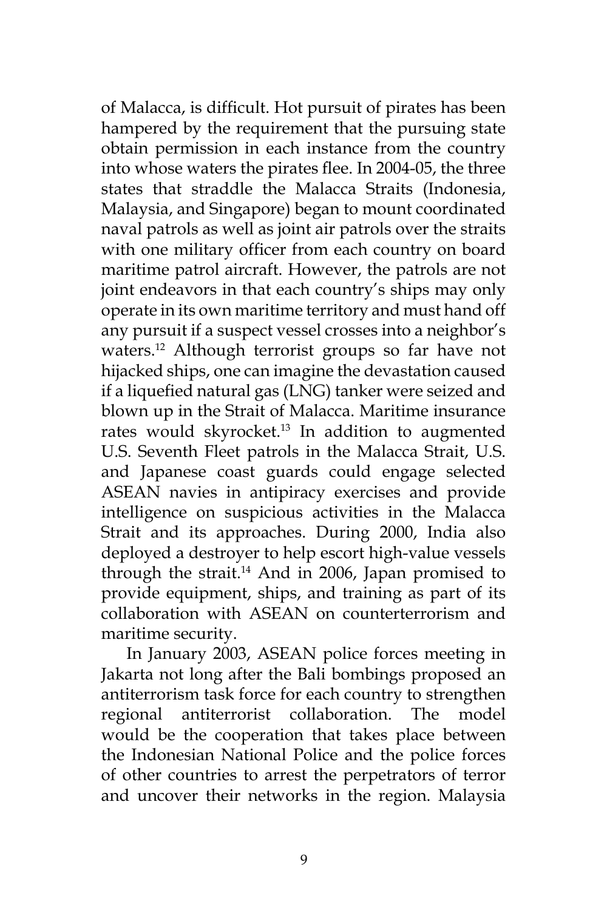of Malacca, is difficult. Hot pursuit of pirates has been hampered by the requirement that the pursuing state obtain permission in each instance from the country into whose waters the pirates flee. In 2004-05, the three states that straddle the Malacca Straits (Indonesia, Malaysia, and Singapore) began to mount coordinated naval patrols as well as joint air patrols over the straits with one military officer from each country on board maritime patrol aircraft. However, the patrols are not joint endeavors in that each country's ships may only operate in its own maritime territory and must hand off any pursuit if a suspect vessel crosses into a neighbor's waters.[12] Although terrorist groups so far have not hijacked ships, one can imagine the devastation caused if a liquefied natural gas (LNG) tanker were seized and blown up in the Strait of Malacca. Maritime insurance rates would skyrocket.[13] In addition to augmented U.S. Seventh Fleet patrols in the Malacca Strait, U.S. and Japanese coast guards could engage selected ASEAN navies in antipiracy exercises and provide intelligence on suspicious activities in the Malacca Strait and its approaches. During 2000, India also deployed a destroyer to help escort high-value vessels through the strait.[14] And in 2006, Japan promised to provide equipment, ships, and training as part of its collaboration with ASEAN on counterterrorism and maritime security.

In January 2003, ASEAN police forces meeting in Jakarta not long after the Bali bombings proposed an antiterrorism task force for each country to strengthen regional antiterrorist collaboration. The model would be the cooperation that takes place between the Indonesian National Police and the police forces of other countries to arrest the perpetrators of terror and uncover their networks in the region. Malaysia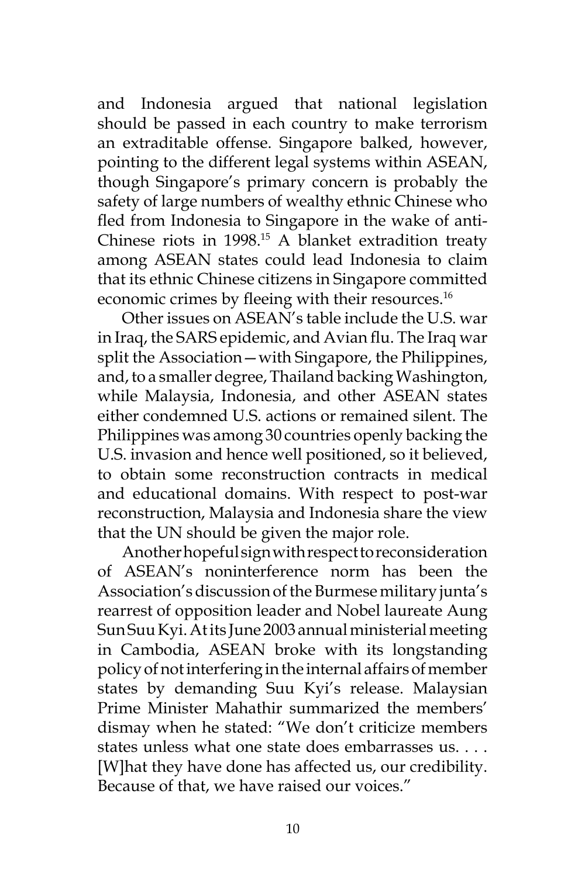and Indonesia argued that national legislation should be passed in each country to make terrorism an extraditable offense. Singapore balked, however, pointing to the different legal systems within ASEAN, though Singapore's primary concern is probably the safety of large numbers of wealthy ethnic Chinese who fled from Indonesia to Singapore in the wake of anti-Chinese riots in 1998.[15] A blanket extradition treaty among ASEAN states could lead Indonesia to claim that its ethnic Chinese citizens in Singapore committed economic crimes by fleeing with their resources.[16]

Other issues on ASEAN's table include the U.S. war in Iraq, the SARS epidemic, and Avian flu. The Iraq war split the Association—with Singapore, the Philippines, and, to a smaller degree, Thailand backing Washington, while Malaysia, Indonesia, and other ASEAN states either condemned U.S. actions or remained silent. The Philippines was among 30 countries openly backing the U.S. invasion and hence well positioned, so it believed, to obtain some reconstruction contracts in medical and educational domains. With respect to post-war reconstruction, Malaysia and Indonesia share the view that the UN should be given the major role.

Another hopeful sign with respect to reconsideration of ASEAN's noninterference norm has been the Association's discussion of the Burmese military junta's rearrest of opposition leader and Nobel laureate Aung Sun Suu Kyi. At its June 2003 annual ministerial meeting in Cambodia, ASEAN broke with its longstanding policy of not interfering in the internal affairs of member states by demanding Suu Kyi's release. Malaysian Prime Minister Mahathir summarized the members' dismay when he stated: "We don't criticize members states unless what one state does embarrasses us. . . . [W]hat they have done has affected us, our credibility. Because of that, we have raised our voices."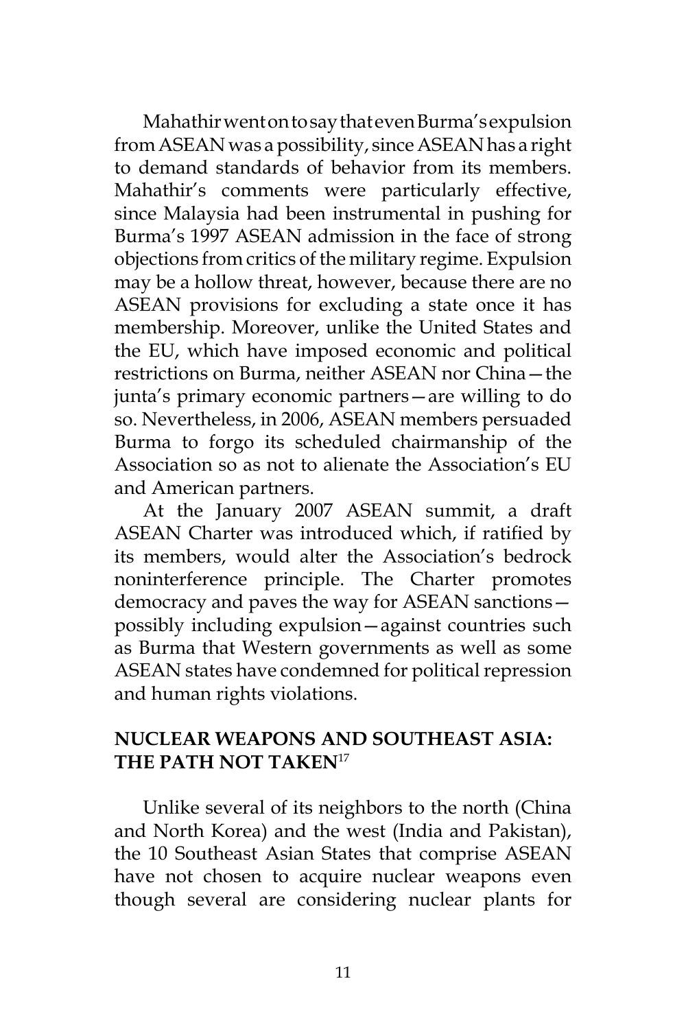Mahathir went on to say that even Burma's expulsion from ASEAN was a possibility, since ASEAN has a right to demand standards of behavior from its members. Mahathir's comments were particularly effective, since Malaysia had been instrumental in pushing for Burma's 1997 ASEAN admission in the face of strong objections from critics of the military regime. Expulsion may be a hollow threat, however, because there are no ASEAN provisions for excluding a state once it has membership. Moreover, unlike the United States and the EU, which have imposed economic and political restrictions on Burma, neither ASEAN nor China—the junta's primary economic partners—are willing to do so. Nevertheless, in 2006, ASEAN members persuaded Burma to forgo its scheduled chairmanship of the Association so as not to alienate the Association's EU and American partners.

At the January 2007 ASEAN summit, a draft ASEAN Charter was introduced which, if ratified by its members, would alter the Association's bedrock noninterference principle. The Charter promotes democracy and paves the way for ASEAN sanctions—possibly including expulsion—against countries such as Burma that Western governments as well as some ASEAN states have condemned for political repression and human rights violations.

## NUCLEAR WEAPONS AND SOUTHEAST ASIA: THE PATH NOT TAKEN[17]

Unlike several of its neighbors to the north (China and North Korea) and the west (India and Pakistan), the 10 Southeast Asian States that comprise ASEAN have not chosen to acquire nuclear weapons even though several are considering nuclear plants for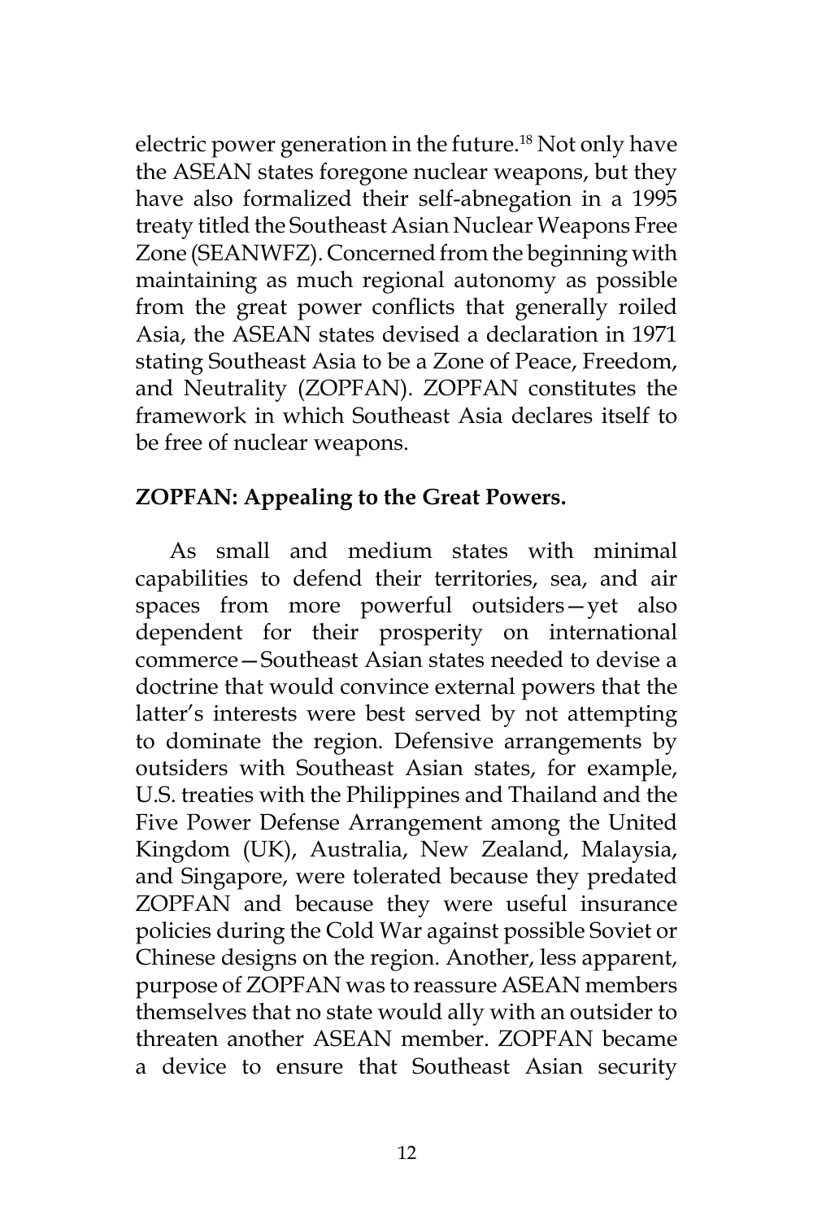electric power generation in the future.[18] Not only have the ASEAN states foregone nuclear weapons, but they have also formalized their self-abnegation in a 1995 treaty titled the Southeast Asian Nuclear Weapons Free Zone (SEANWFZ). Concerned from the beginning with maintaining as much regional autonomy as possible from the great power conflicts that generally roiled Asia, the ASEAN states devised a declaration in 1971 stating Southeast Asia to be a Zone of Peace, Freedom, and Neutrality (ZOPFAN). ZOPFAN constitutes the framework in which Southeast Asia declares itself to be free of nuclear weapons.

**ZOPFAN: Appealing to the Great Powers.**

As small and medium states with minimal capabilities to defend their territories, sea, and air spaces from more powerful outsiders—yet also dependent for their prosperity on international commerce—Southeast Asian states needed to devise a doctrine that would convince external powers that the latter's interests were best served by not attempting to dominate the region. Defensive arrangements by outsiders with Southeast Asian states, for example, U.S. treaties with the Philippines and Thailand and the Five Power Defense Arrangement among the United Kingdom (UK), Australia, New Zealand, Malaysia, and Singapore, were tolerated because they predated ZOPFAN and because they were useful insurance policies during the Cold War against possible Soviet or Chinese designs on the region. Another, less apparent, purpose of ZOPFAN was to reassure ASEAN members themselves that no state would ally with an outsider to threaten another ASEAN member. ZOPFAN became a device to ensure that Southeast Asian security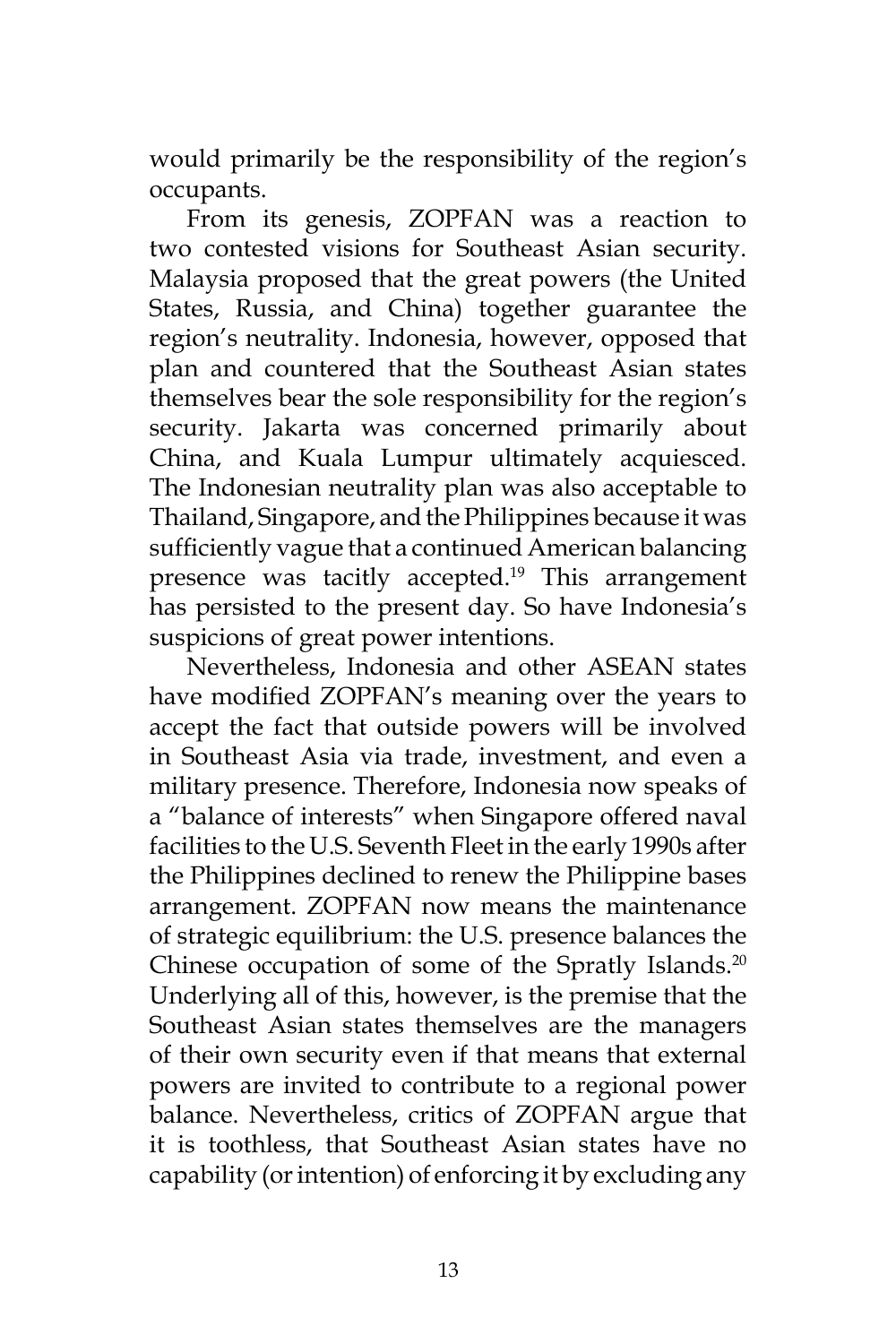would primarily be the responsibility of the region's occupants.

From its genesis, ZOPFAN was a reaction to two contested visions for Southeast Asian security. Malaysia proposed that the great powers (the United States, Russia, and China) together guarantee the region's neutrality. Indonesia, however, opposed that plan and countered that the Southeast Asian states themselves bear the sole responsibility for the region's security. Jakarta was concerned primarily about China, and Kuala Lumpur ultimately acquiesced. The Indonesian neutrality plan was also acceptable to Thailand, Singapore, and the Philippines because it was sufficiently vague that a continued American balancing presence was tacitly accepted.[19] This arrangement has persisted to the present day. So have Indonesia's suspicions of great power intentions.

Nevertheless, Indonesia and other ASEAN states have modified ZOPFAN's meaning over the years to accept the fact that outside powers will be involved in Southeast Asia via trade, investment, and even a military presence. Therefore, Indonesia now speaks of a "balance of interests" when Singapore offered naval facilities to the U.S. Seventh Fleet in the early 1990s after the Philippines declined to renew the Philippine bases arrangement. ZOPFAN now means the maintenance of strategic equilibrium: the U.S. presence balances the Chinese occupation of some of the Spratly Islands.[20] Underlying all of this, however, is the premise that the Southeast Asian states themselves are the managers of their own security even if that means that external powers are invited to contribute to a regional power balance. Nevertheless, critics of ZOPFAN argue that it is toothless, that Southeast Asian states have no capability (or intention) of enforcing it by excluding any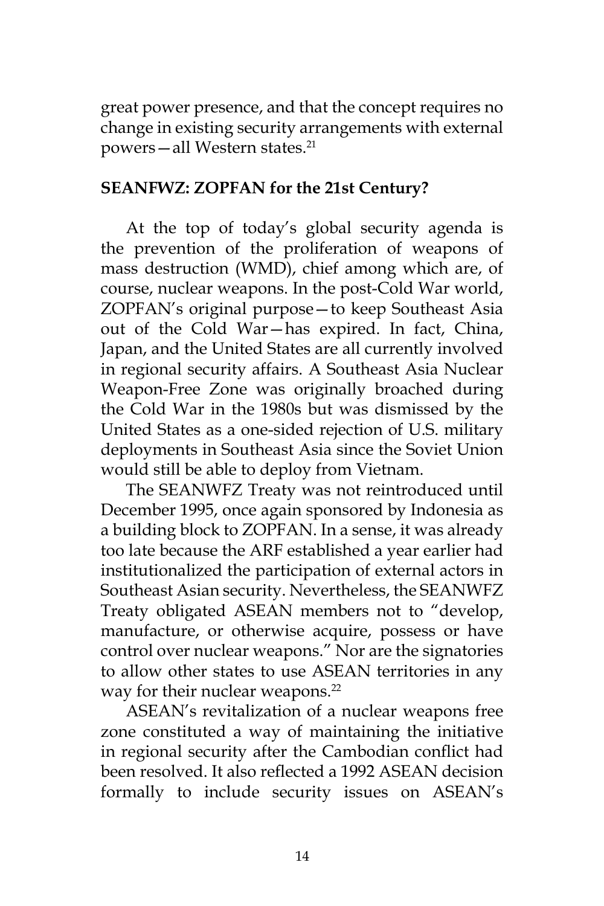great power presence, and that the concept requires no change in existing security arrangements with external powers—all Western states.[21]

## SEANFWZ: ZOPFAN for the 21st Century?

At the top of today's global security agenda is the prevention of the proliferation of weapons of mass destruction (WMD), chief among which are, of course, nuclear weapons. In the post-Cold War world, ZOPFAN's original purpose—to keep Southeast Asia out of the Cold War—has expired. In fact, China, Japan, and the United States are all currently involved in regional security affairs. A Southeast Asia Nuclear Weapon-Free Zone was originally broached during the Cold War in the 1980s but was dismissed by the United States as a one-sided rejection of U.S. military deployments in Southeast Asia since the Soviet Union would still be able to deploy from Vietnam.

The SEANWFZ Treaty was not reintroduced until December 1995, once again sponsored by Indonesia as a building block to ZOPFAN. In a sense, it was already too late because the ARF established a year earlier had institutionalized the participation of external actors in Southeast Asian security. Nevertheless, the SEANWFZ Treaty obligated ASEAN members not to "develop, manufacture, or otherwise acquire, possess or have control over nuclear weapons." Nor are the signatories to allow other states to use ASEAN territories in any way for their nuclear weapons.[22]

ASEAN's revitalization of a nuclear weapons free zone constituted a way of maintaining the initiative in regional security after the Cambodian conflict had been resolved. It also reflected a 1992 ASEAN decision formally to include security issues on ASEAN's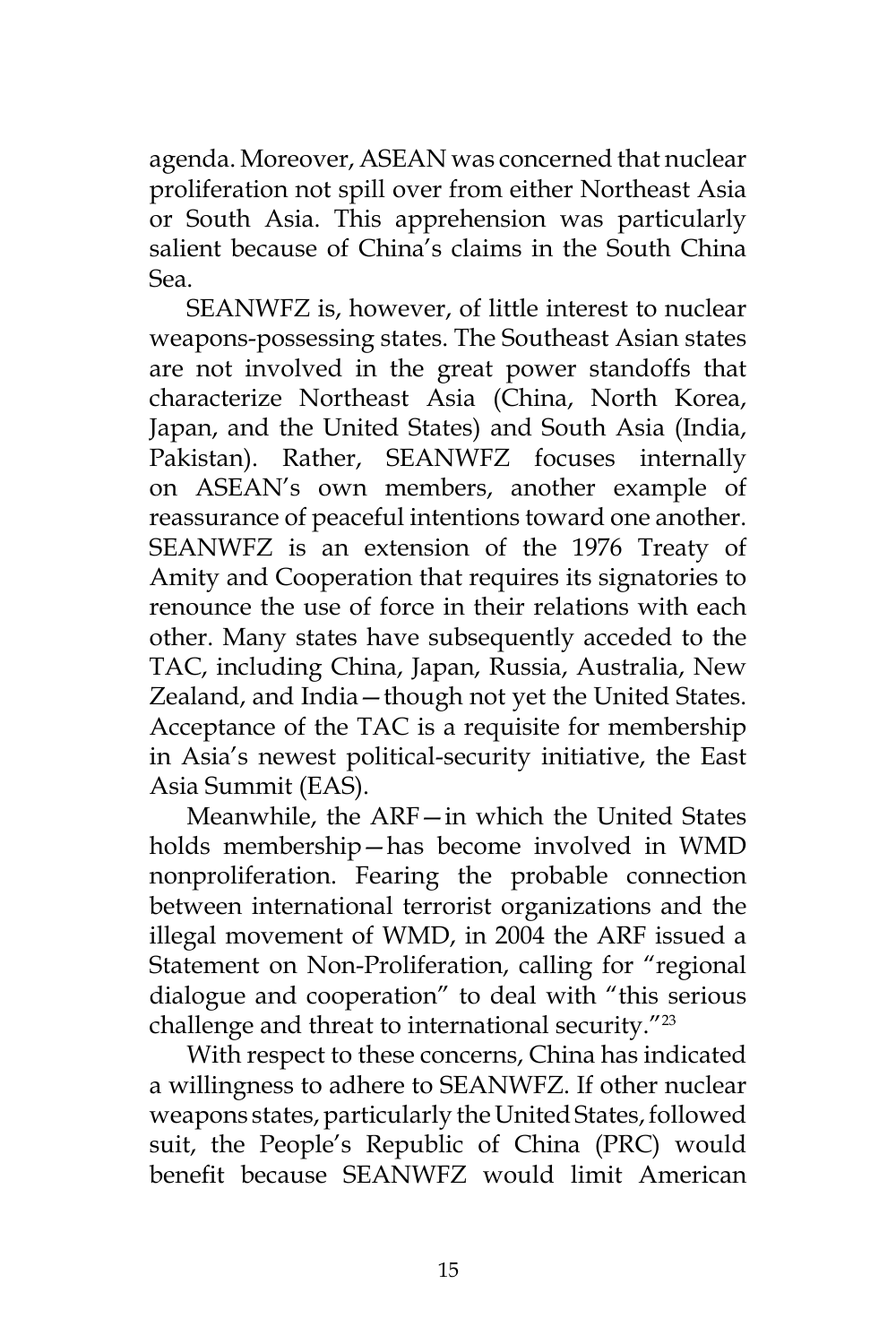agenda. Moreover, ASEAN was concerned that nuclear proliferation not spill over from either Northeast Asia or South Asia. This apprehension was particularly salient because of China's claims in the South China Sea.

SEANWFZ is, however, of little interest to nuclear weapons-possessing states. The Southeast Asian states are not involved in the great power standoffs that characterize Northeast Asia (China, North Korea, Japan, and the United States) and South Asia (India, Pakistan). Rather, SEANWFZ focuses internally on ASEAN's own members, another example of reassurance of peaceful intentions toward one another. SEANWFZ is an extension of the 1976 Treaty of Amity and Cooperation that requires its signatories to renounce the use of force in their relations with each other. Many states have subsequently acceded to the TAC, including China, Japan, Russia, Australia, New Zealand, and India—though not yet the United States. Acceptance of the TAC is a requisite for membership in Asia's newest political-security initiative, the East Asia Summit (EAS).

Meanwhile, the ARF—in which the United States holds membership—has become involved in WMD nonproliferation. Fearing the probable connection between international terrorist organizations and the illegal movement of WMD, in 2004 the ARF issued a Statement on Non-Proliferation, calling for "regional dialogue and cooperation" to deal with "this serious challenge and threat to international security."[23]

With respect to these concerns, China has indicated a willingness to adhere to SEANWFZ. If other nuclear weapons states, particularly the United States, followed suit, the People's Republic of China (PRC) would benefit because SEANWFZ would limit American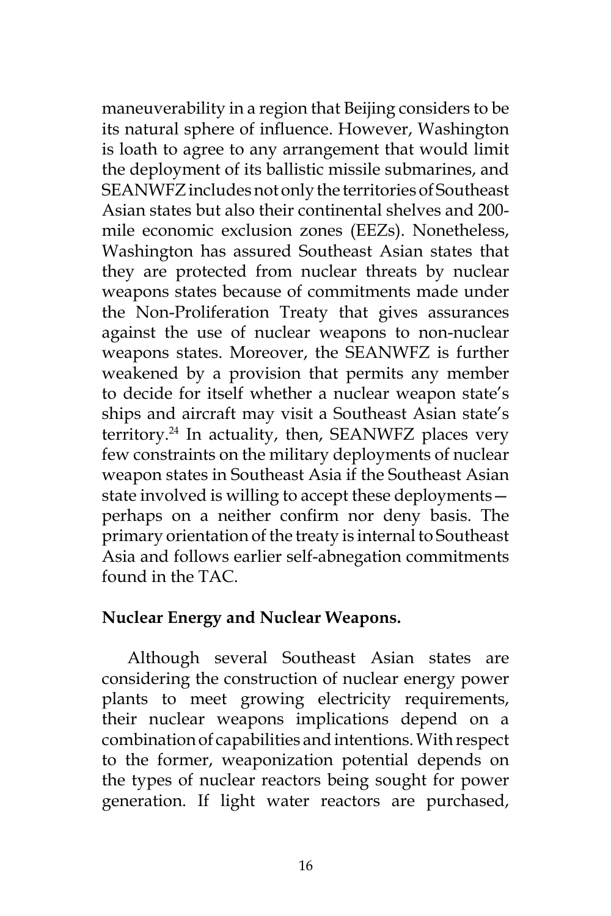maneuverability in a region that Beijing considers to be its natural sphere of influence. However, Washington is loath to agree to any arrangement that would limit the deployment of its ballistic missile submarines, and SEANWFZ includes not only the territories of Southeast Asian states but also their continental shelves and 200-mile economic exclusion zones (EEZs). Nonetheless, Washington has assured Southeast Asian states that they are protected from nuclear threats by nuclear weapons states because of commitments made under the Non-Proliferation Treaty that gives assurances against the use of nuclear weapons to non-nuclear weapons states. Moreover, the SEANWFZ is further weakened by a provision that permits any member to decide for itself whether a nuclear weapon state's ships and aircraft may visit a Southeast Asian state's territory.[24] In actuality, then, SEANWFZ places very few constraints on the military deployments of nuclear weapon states in Southeast Asia if the Southeast Asian state involved is willing to accept these deployments—perhaps on a neither confirm nor deny basis. The primary orientation of the treaty is internal to Southeast Asia and follows earlier self-abnegation commitments found in the TAC.

**Nuclear Energy and Nuclear Weapons.**

Although several Southeast Asian states are considering the construction of nuclear energy power plants to meet growing electricity requirements, their nuclear weapons implications depend on a combination of capabilities and intentions. With respect to the former, weaponization potential depends on the types of nuclear reactors being sought for power generation. If light water reactors are purchased,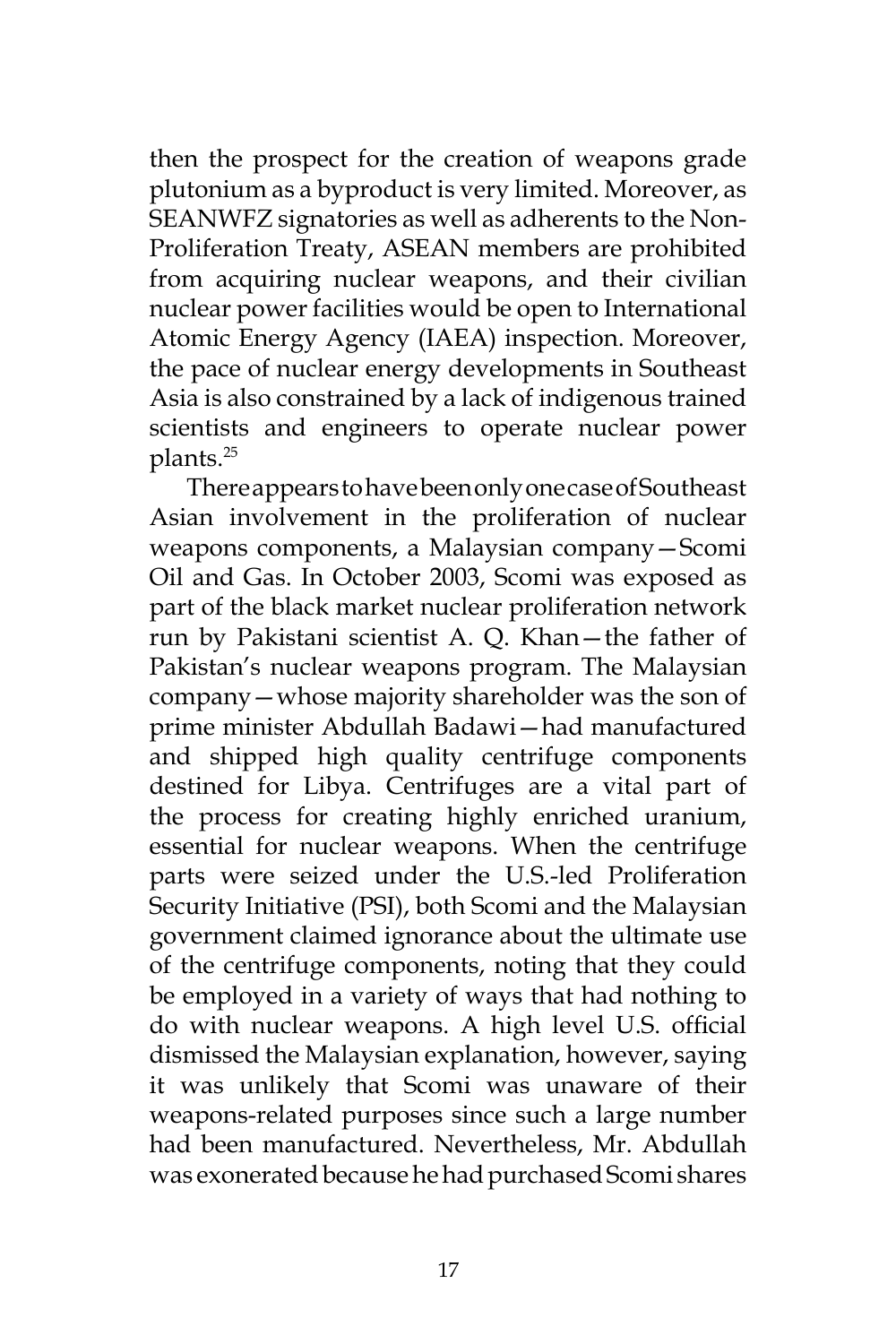then the prospect for the creation of weapons grade plutonium as a byproduct is very limited. Moreover, as SEANWFZ signatories as well as adherents to the Non-Proliferation Treaty, ASEAN members are prohibited from acquiring nuclear weapons, and their civilian nuclear power facilities would be open to International Atomic Energy Agency (IAEA) inspection. Moreover, the pace of nuclear energy developments in Southeast Asia is also constrained by a lack of indigenous trained scientists and engineers to operate nuclear power plants.[25]

There appears to have been only one case of Southeast Asian involvement in the proliferation of nuclear weapons components, a Malaysian company—Scomi Oil and Gas. In October 2003, Scomi was exposed as part of the black market nuclear proliferation network run by Pakistani scientist A. Q. Khan—the father of Pakistan's nuclear weapons program. The Malaysian company—whose majority shareholder was the son of prime minister Abdullah Badawi—had manufactured and shipped high quality centrifuge components destined for Libya. Centrifuges are a vital part of the process for creating highly enriched uranium, essential for nuclear weapons. When the centrifuge parts were seized under the U.S.-led Proliferation Security Initiative (PSI), both Scomi and the Malaysian government claimed ignorance about the ultimate use of the centrifuge components, noting that they could be employed in a variety of ways that had nothing to do with nuclear weapons. A high level U.S. official dismissed the Malaysian explanation, however, saying it was unlikely that Scomi was unaware of their weapons-related purposes since such a large number had been manufactured. Nevertheless, Mr. Abdullah was exonerated because he had purchased Scomi shares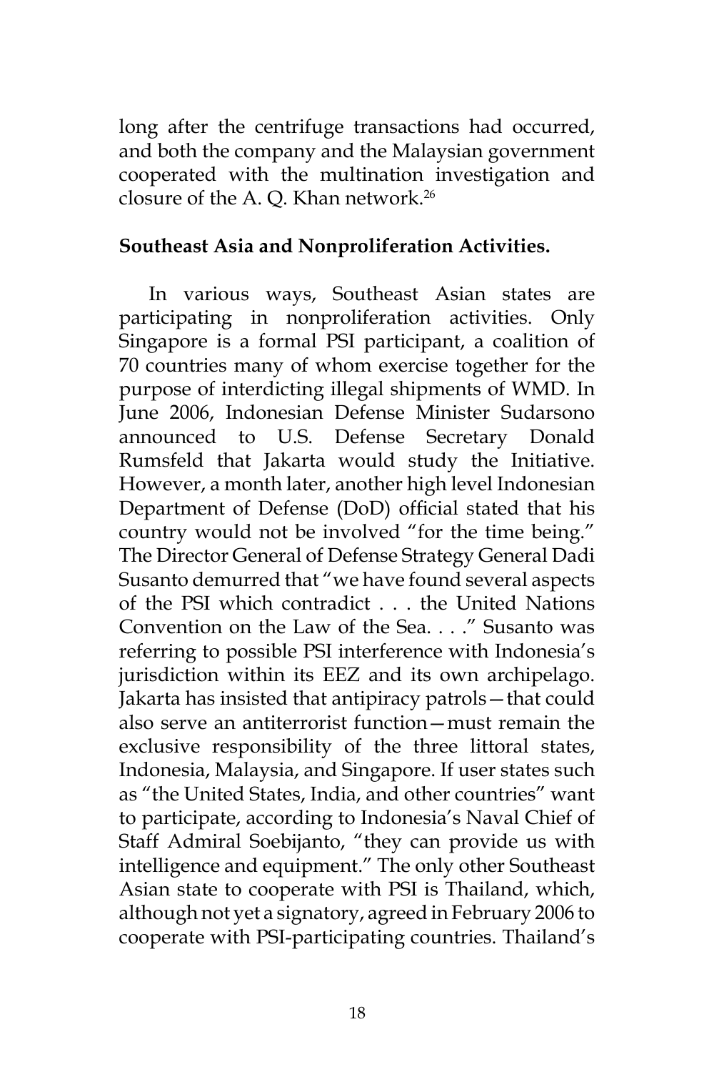long after the centrifuge transactions had occurred, and both the company and the Malaysian government cooperated with the multination investigation and closure of the A. Q. Khan network.[26]

**Southeast Asia and Nonproliferation Activities.**

In various ways, Southeast Asian states are participating in nonproliferation activities. Only Singapore is a formal PSI participant, a coalition of 70 countries many of whom exercise together for the purpose of interdicting illegal shipments of WMD. In June 2006, Indonesian Defense Minister Sudarsono announced to U.S. Defense Secretary Donald Rumsfeld that Jakarta would study the Initiative. However, a month later, another high level Indonesian Department of Defense (DoD) official stated that his country would not be involved "for the time being." The Director General of Defense Strategy General Dadi Susanto demurred that "we have found several aspects of the PSI which contradict . . . the United Nations Convention on the Law of the Sea. . . ." Susanto was referring to possible PSI interference with Indonesia's jurisdiction within its EEZ and its own archipelago. Jakarta has insisted that antipiracy patrols—that could also serve an antiterrorist function—must remain the exclusive responsibility of the three littoral states, Indonesia, Malaysia, and Singapore. If user states such as "the United States, India, and other countries" want to participate, according to Indonesia's Naval Chief of Staff Admiral Soebijanto, "they can provide us with intelligence and equipment." The only other Southeast Asian state to cooperate with PSI is Thailand, which, although not yet a signatory, agreed in February 2006 to cooperate with PSI-participating countries. Thailand's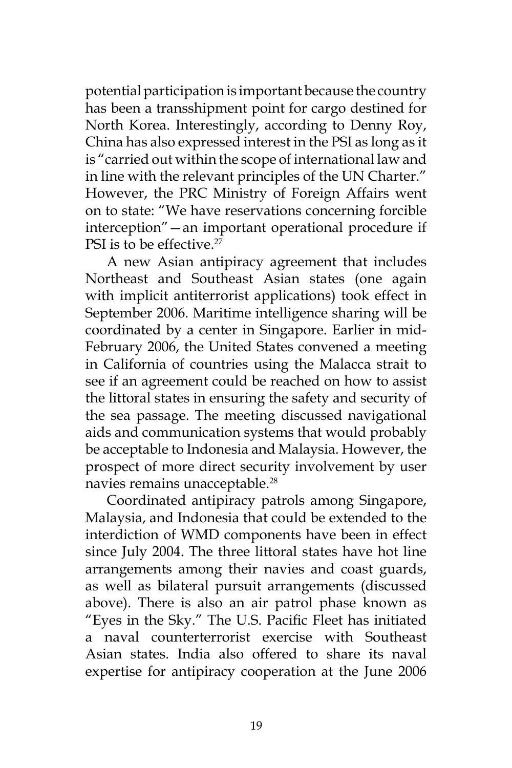potential participation is important because the country has been a transshipment point for cargo destined for North Korea. Interestingly, according to Denny Roy, China has also expressed interest in the PSI as long as it is "carried out within the scope of international law and in line with the relevant principles of the UN Charter." However, the PRC Ministry of Foreign Affairs went on to state: "We have reservations concerning forcible interception"—an important operational procedure if PSI is to be effective.[27]

A new Asian antipiracy agreement that includes Northeast and Southeast Asian states (one again with implicit antiterrorist applications) took effect in September 2006. Maritime intelligence sharing will be coordinated by a center in Singapore. Earlier in mid-February 2006, the United States convened a meeting in California of countries using the Malacca strait to see if an agreement could be reached on how to assist the littoral states in ensuring the safety and security of the sea passage. The meeting discussed navigational aids and communication systems that would probably be acceptable to Indonesia and Malaysia. However, the prospect of more direct security involvement by user navies remains unacceptable.[28]

Coordinated antipiracy patrols among Singapore, Malaysia, and Indonesia that could be extended to the interdiction of WMD components have been in effect since July 2004. The three littoral states have hot line arrangements among their navies and coast guards, as well as bilateral pursuit arrangements (discussed above). There is also an air patrol phase known as "Eyes in the Sky." The U.S. Pacific Fleet has initiated a naval counterterrorist exercise with Southeast Asian states. India also offered to share its naval expertise for antipiracy cooperation at the June 2006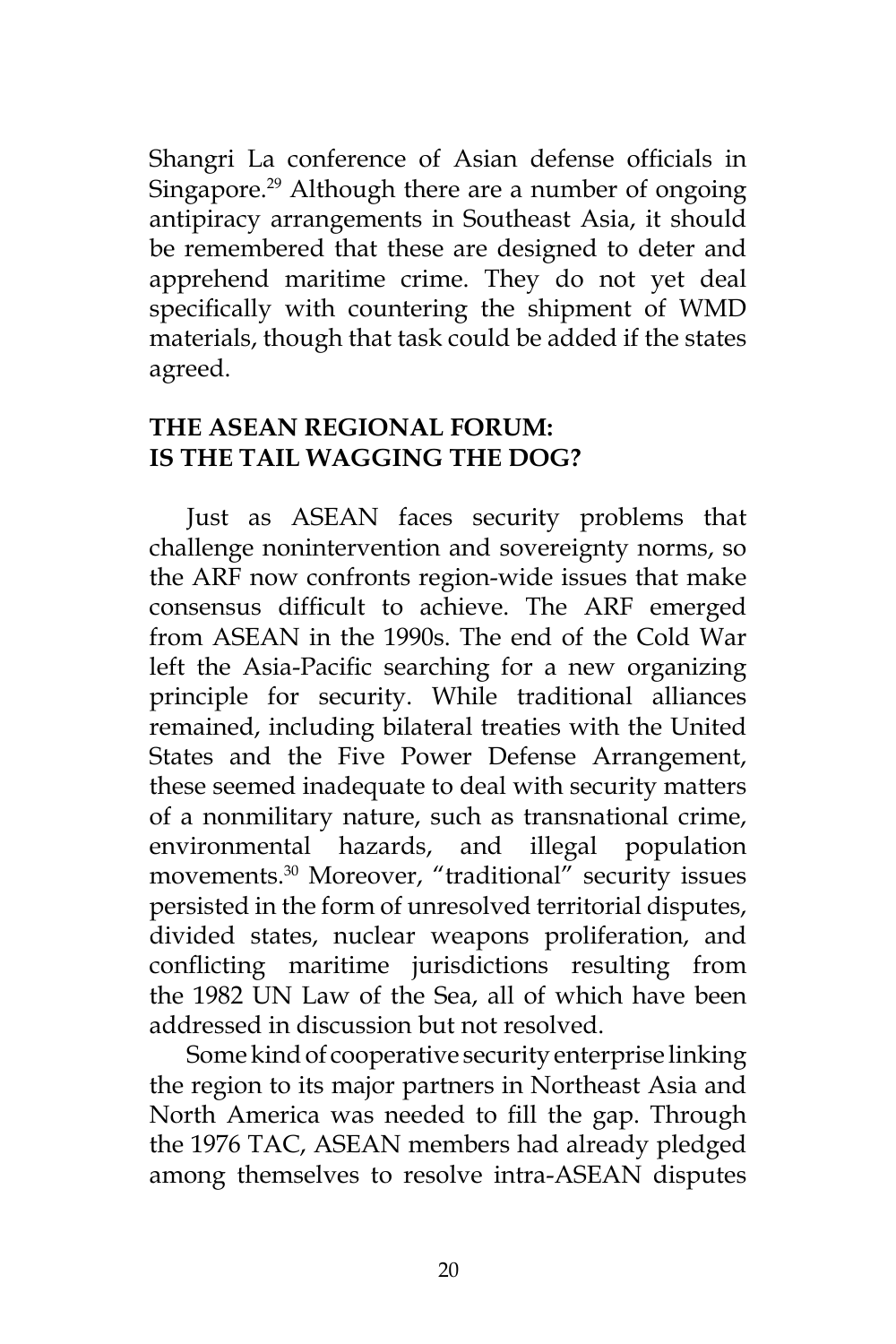Shangri La conference of Asian defense officials in Singapore.[29] Although there are a number of ongoing antipiracy arrangements in Southeast Asia, it should be remembered that these are designed to deter and apprehend maritime crime. They do not yet deal specifically with countering the shipment of WMD materials, though that task could be added if the states agreed.

## THE ASEAN REGIONAL FORUM: IS THE TAIL WAGGING THE DOG?

Just as ASEAN faces security problems that challenge nonintervention and sovereignty norms, so the ARF now confronts region-wide issues that make consensus difficult to achieve. The ARF emerged from ASEAN in the 1990s. The end of the Cold War left the Asia-Pacific searching for a new organizing principle for security. While traditional alliances remained, including bilateral treaties with the United States and the Five Power Defense Arrangement, these seemed inadequate to deal with security matters of a nonmilitary nature, such as transnational crime, environmental hazards, and illegal population movements.[30] Moreover, "traditional" security issues persisted in the form of unresolved territorial disputes, divided states, nuclear weapons proliferation, and conflicting maritime jurisdictions resulting from the 1982 UN Law of the Sea, all of which have been addressed in discussion but not resolved.

Some kind of cooperative security enterprise linking the region to its major partners in Northeast Asia and North America was needed to fill the gap. Through the 1976 TAC, ASEAN members had already pledged among themselves to resolve intra-ASEAN disputes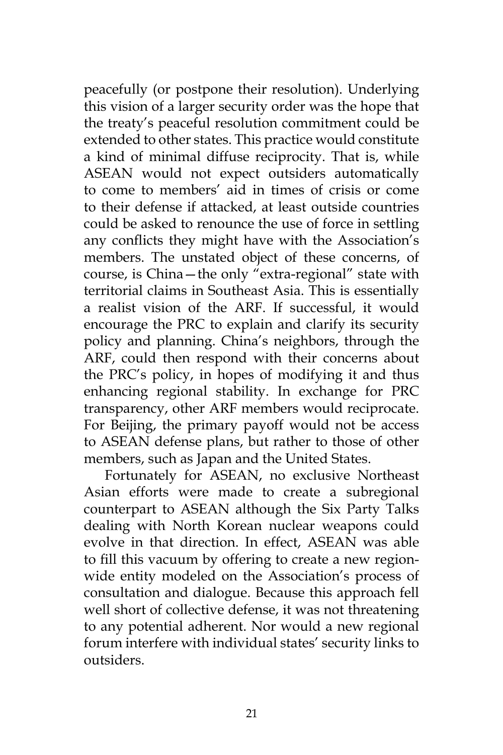peacefully (or postpone their resolution). Underlying this vision of a larger security order was the hope that the treaty's peaceful resolution commitment could be extended to other states. This practice would constitute a kind of minimal diffuse reciprocity. That is, while ASEAN would not expect outsiders automatically to come to members' aid in times of crisis or come to their defense if attacked, at least outside countries could be asked to renounce the use of force in settling any conflicts they might have with the Association's members. The unstated object of these concerns, of course, is China—the only "extra-regional" state with territorial claims in Southeast Asia. This is essentially a realist vision of the ARF. If successful, it would encourage the PRC to explain and clarify its security policy and planning. China's neighbors, through the ARF, could then respond with their concerns about the PRC's policy, in hopes of modifying it and thus enhancing regional stability. In exchange for PRC transparency, other ARF members would reciprocate. For Beijing, the primary payoff would not be access to ASEAN defense plans, but rather to those of other members, such as Japan and the United States.

Fortunately for ASEAN, no exclusive Northeast Asian efforts were made to create a subregional counterpart to ASEAN although the Six Party Talks dealing with North Korean nuclear weapons could evolve in that direction. In effect, ASEAN was able to fill this vacuum by offering to create a new region-wide entity modeled on the Association's process of consultation and dialogue. Because this approach fell well short of collective defense, it was not threatening to any potential adherent. Nor would a new regional forum interfere with individual states' security links to outsiders.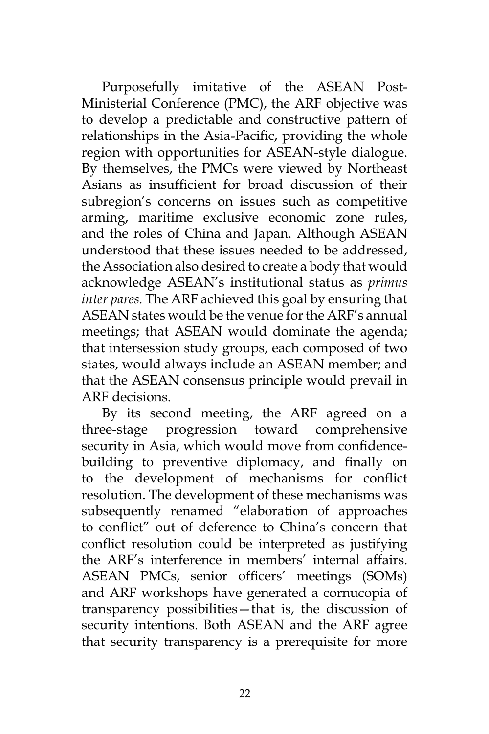Purposefully imitative of the ASEAN Post-Ministerial Conference (PMC), the ARF objective was to develop a predictable and constructive pattern of relationships in the Asia-Pacific, providing the whole region with opportunities for ASEAN-style dialogue. By themselves, the PMCs were viewed by Northeast Asians as insufficient for broad discussion of their subregion's concerns on issues such as competitive arming, maritime exclusive economic zone rules, and the roles of China and Japan. Although ASEAN understood that these issues needed to be addressed, the Association also desired to create a body that would acknowledge ASEAN's institutional status as *primus inter pares.* The ARF achieved this goal by ensuring that ASEAN states would be the venue for the ARF's annual meetings; that ASEAN would dominate the agenda; that intersession study groups, each composed of two states, would always include an ASEAN member; and that the ASEAN consensus principle would prevail in ARF decisions.

By its second meeting, the ARF agreed on a three-stage progression toward comprehensive security in Asia, which would move from confidence-building to preventive diplomacy, and finally on to the development of mechanisms for conflict resolution. The development of these mechanisms was subsequently renamed "elaboration of approaches to conflict" out of deference to China's concern that conflict resolution could be interpreted as justifying the ARF's interference in members' internal affairs. ASEAN PMCs, senior officers' meetings (SOMs) and ARF workshops have generated a cornucopia of transparency possibilities—that is, the discussion of security intentions. Both ASEAN and the ARF agree that security transparency is a prerequisite for more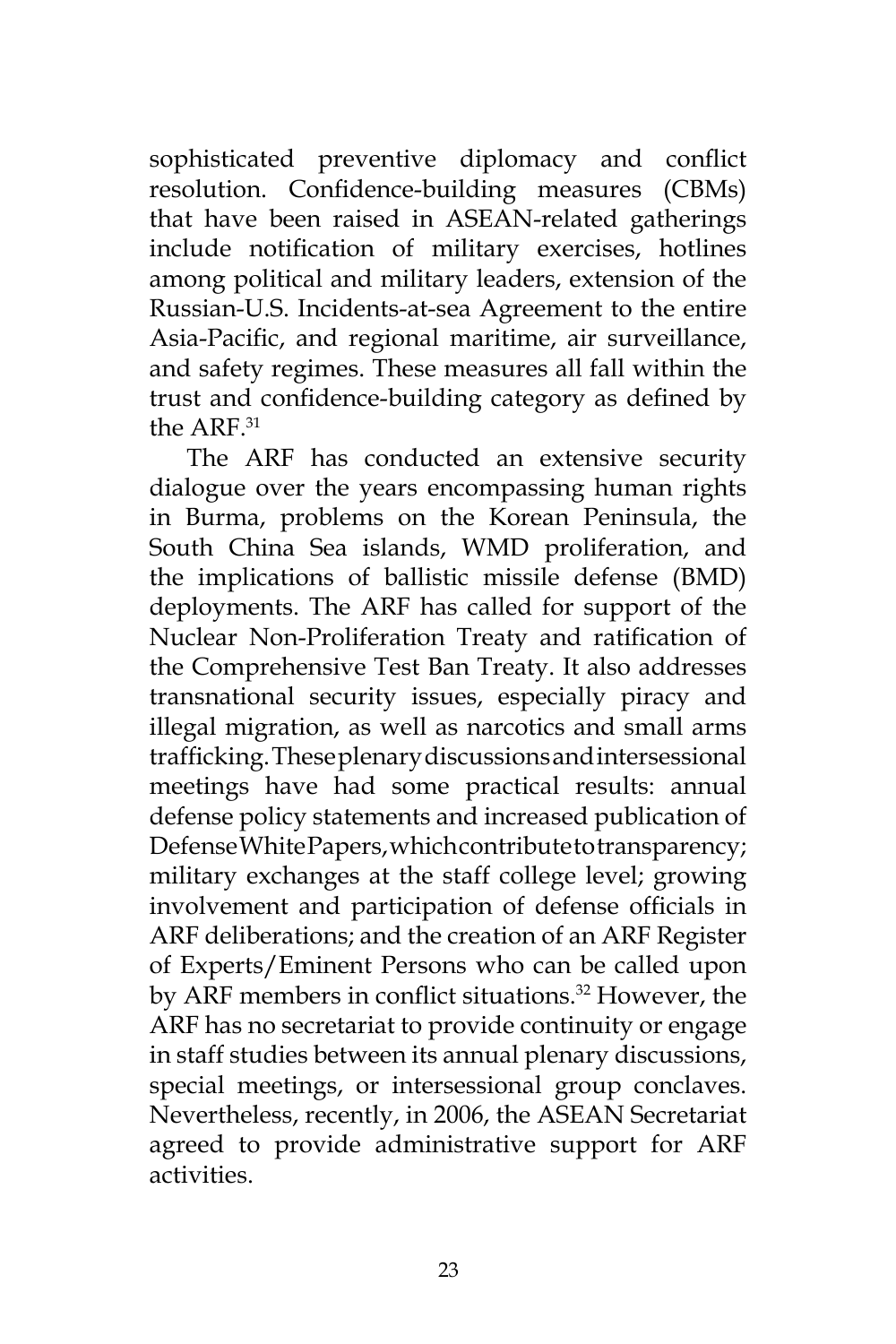sophisticated preventive diplomacy and conflict resolution. Confidence-building measures (CBMs) that have been raised in ASEAN-related gatherings include notification of military exercises, hotlines among political and military leaders, extension of the Russian-U.S. Incidents-at-sea Agreement to the entire Asia-Pacific, and regional maritime, air surveillance, and safety regimes. These measures all fall within the trust and confidence-building category as defined by the ARF.[31]

The ARF has conducted an extensive security dialogue over the years encompassing human rights in Burma, problems on the Korean Peninsula, the South China Sea islands, WMD proliferation, and the implications of ballistic missile defense (BMD) deployments. The ARF has called for support of the Nuclear Non-Proliferation Treaty and ratification of the Comprehensive Test Ban Treaty. It also addresses transnational security issues, especially piracy and illegal migration, as well as narcotics and small arms trafficking. These plenary discussions and intersessional meetings have had some practical results: annual defense policy statements and increased publication of Defense White Papers, which contribute to transparency; military exchanges at the staff college level; growing involvement and participation of defense officials in ARF deliberations; and the creation of an ARF Register of Experts/Eminent Persons who can be called upon by ARF members in conflict situations.[32] However, the ARF has no secretariat to provide continuity or engage in staff studies between its annual plenary discussions, special meetings, or intersessional group conclaves. Nevertheless, recently, in 2006, the ASEAN Secretariat agreed to provide administrative support for ARF activities.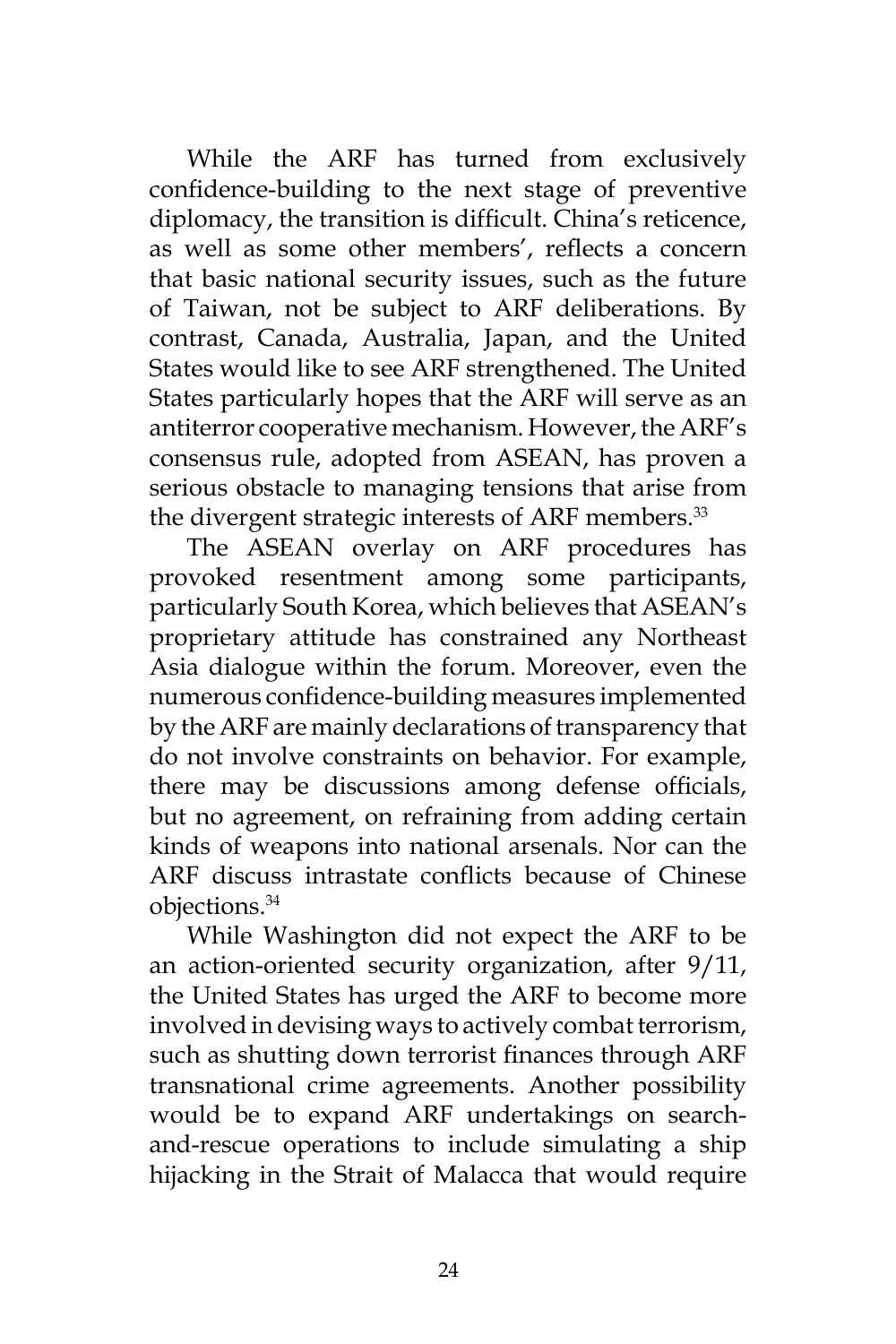While the ARF has turned from exclusively confidence-building to the next stage of preventive diplomacy, the transition is difficult. China's reticence, as well as some other members', reflects a concern that basic national security issues, such as the future of Taiwan, not be subject to ARF deliberations. By contrast, Canada, Australia, Japan, and the United States would like to see ARF strengthened. The United States particularly hopes that the ARF will serve as an antiterror cooperative mechanism. However, the ARF's consensus rule, adopted from ASEAN, has proven a serious obstacle to managing tensions that arise from the divergent strategic interests of ARF members.[33]

The ASEAN overlay on ARF procedures has provoked resentment among some participants, particularly South Korea, which believes that ASEAN's proprietary attitude has constrained any Northeast Asia dialogue within the forum. Moreover, even the numerous confidence-building measures implemented by the ARF are mainly declarations of transparency that do not involve constraints on behavior. For example, there may be discussions among defense officials, but no agreement, on refraining from adding certain kinds of weapons into national arsenals. Nor can the ARF discuss intrastate conflicts because of Chinese objections.[34]

While Washington did not expect the ARF to be an action-oriented security organization, after 9/11, the United States has urged the ARF to become more involved in devising ways to actively combat terrorism, such as shutting down terrorist finances through ARF transnational crime agreements. Another possibility would be to expand ARF undertakings on search-and-rescue operations to include simulating a ship hijacking in the Strait of Malacca that would require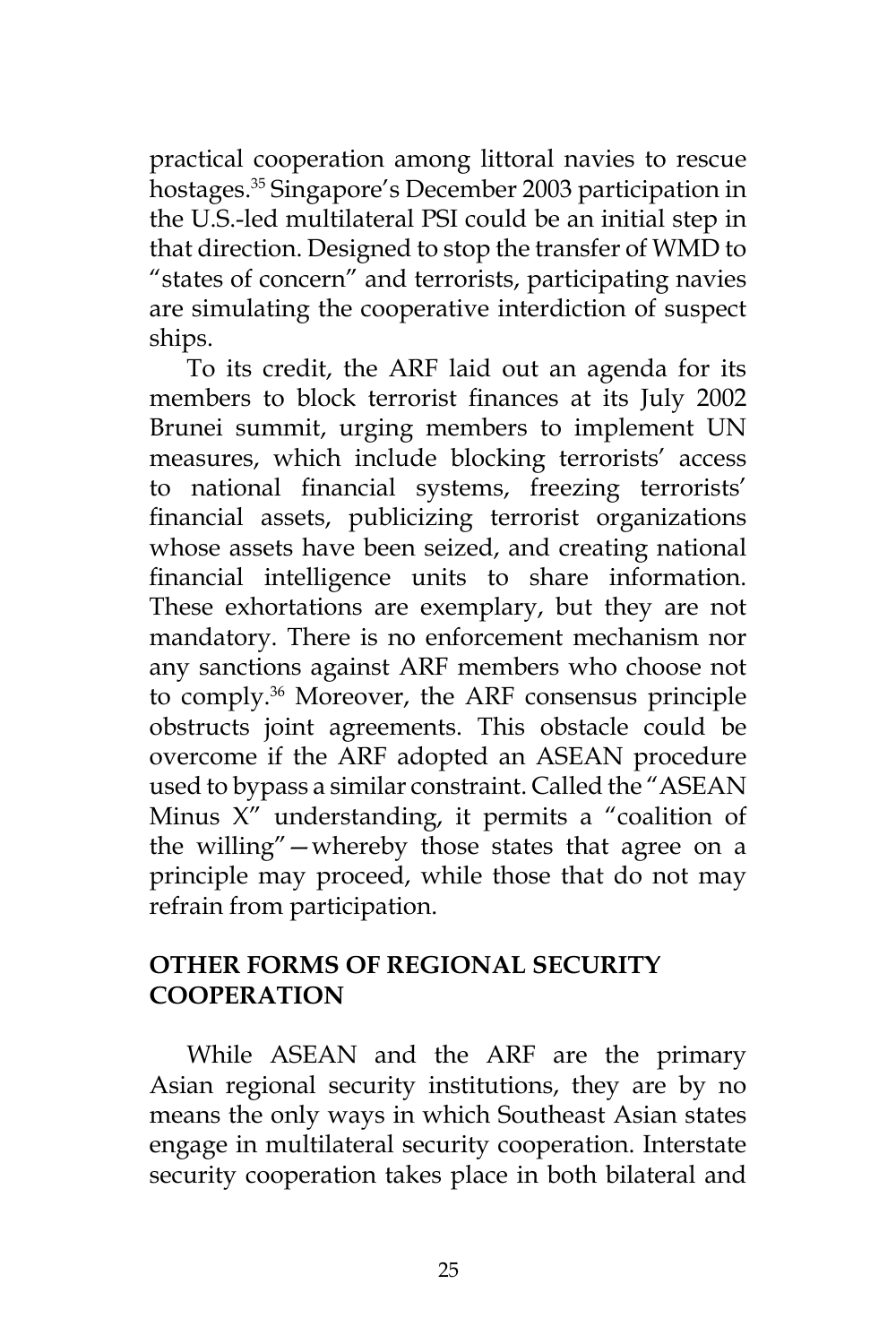practical cooperation among littoral navies to rescue hostages.[35] Singapore's December 2003 participation in the U.S.-led multilateral PSI could be an initial step in that direction. Designed to stop the transfer of WMD to "states of concern" and terrorists, participating navies are simulating the cooperative interdiction of suspect ships.

To its credit, the ARF laid out an agenda for its members to block terrorist finances at its July 2002 Brunei summit, urging members to implement UN measures, which include blocking terrorists' access to national financial systems, freezing terrorists' financial assets, publicizing terrorist organizations whose assets have been seized, and creating national financial intelligence units to share information. These exhortations are exemplary, but they are not mandatory. There is no enforcement mechanism nor any sanctions against ARF members who choose not to comply.[36] Moreover, the ARF consensus principle obstructs joint agreements. This obstacle could be overcome if the ARF adopted an ASEAN procedure used to bypass a similar constraint. Called the "ASEAN Minus X" understanding, it permits a "coalition of the willing"—whereby those states that agree on a principle may proceed, while those that do not may refrain from participation.

## OTHER FORMS OF REGIONAL SECURITY COOPERATION

While ASEAN and the ARF are the primary Asian regional security institutions, they are by no means the only ways in which Southeast Asian states engage in multilateral security cooperation. Interstate security cooperation takes place in both bilateral and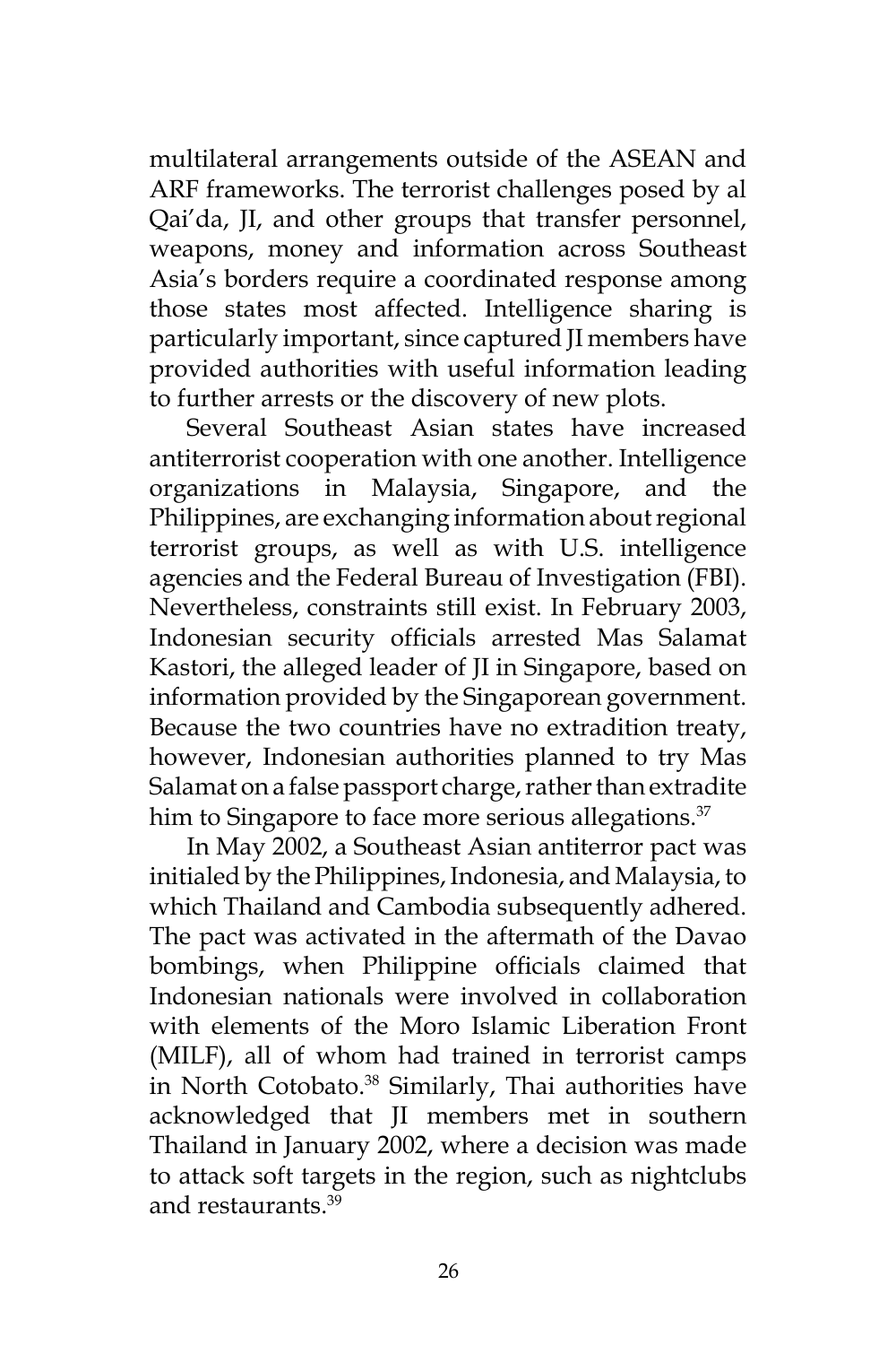multilateral arrangements outside of the ASEAN and ARF frameworks. The terrorist challenges posed by al Qai'da, JI, and other groups that transfer personnel, weapons, money and information across Southeast Asia's borders require a coordinated response among those states most affected. Intelligence sharing is particularly important, since captured JI members have provided authorities with useful information leading to further arrests or the discovery of new plots.

Several Southeast Asian states have increased antiterrorist cooperation with one another. Intelligence organizations in Malaysia, Singapore, and the Philippines, are exchanging information about regional terrorist groups, as well as with U.S. intelligence agencies and the Federal Bureau of Investigation (FBI). Nevertheless, constraints still exist. In February 2003, Indonesian security officials arrested Mas Salamat Kastori, the alleged leader of JI in Singapore, based on information provided by the Singaporean government. Because the two countries have no extradition treaty, however, Indonesian authorities planned to try Mas Salamat on a false passport charge, rather than extradite him to Singapore to face more serious allegations.[37]

In May 2002, a Southeast Asian antiterror pact was initialed by the Philippines, Indonesia, and Malaysia, to which Thailand and Cambodia subsequently adhered. The pact was activated in the aftermath of the Davao bombings, when Philippine officials claimed that Indonesian nationals were involved in collaboration with elements of the Moro Islamic Liberation Front (MILF), all of whom had trained in terrorist camps in North Cotobato.[38] Similarly, Thai authorities have acknowledged that JI members met in southern Thailand in January 2002, where a decision was made to attack soft targets in the region, such as nightclubs and restaurants.[39]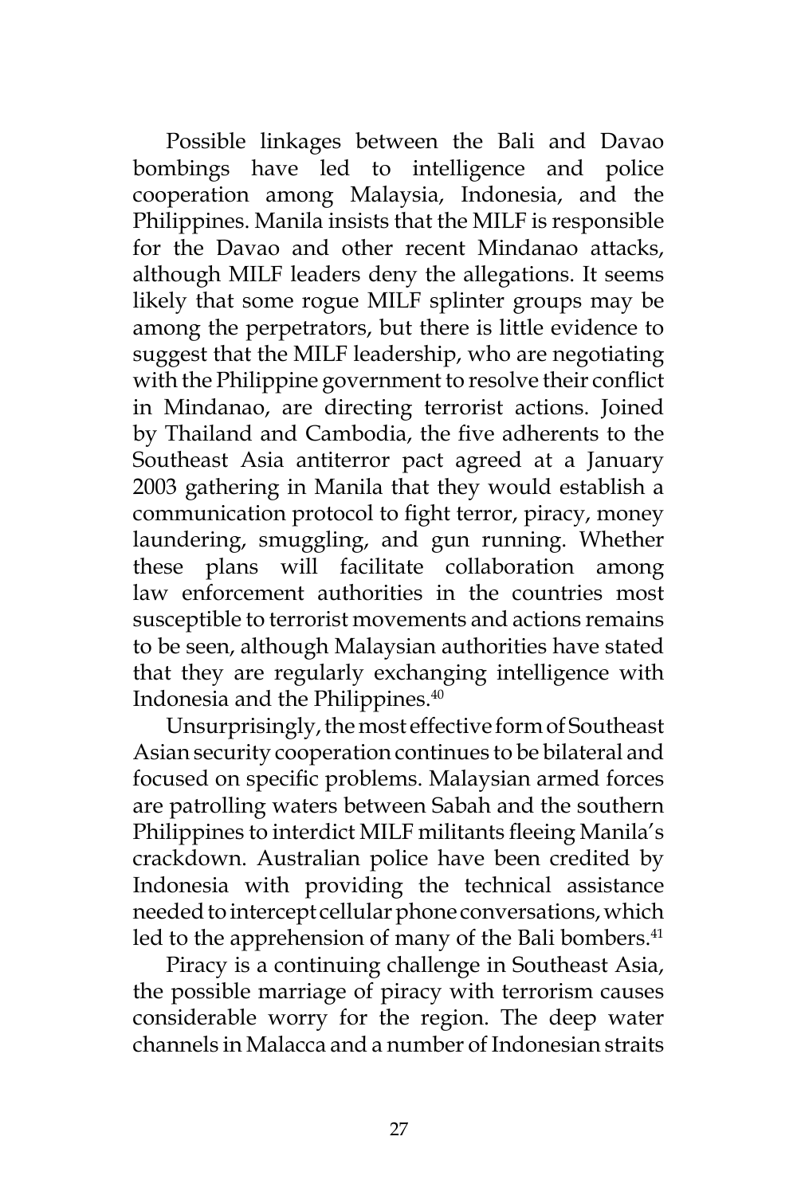Possible linkages between the Bali and Davao bombings have led to intelligence and police cooperation among Malaysia, Indonesia, and the Philippines. Manila insists that the MILF is responsible for the Davao and other recent Mindanao attacks, although MILF leaders deny the allegations. It seems likely that some rogue MILF splinter groups may be among the perpetrators, but there is little evidence to suggest that the MILF leadership, who are negotiating with the Philippine government to resolve their conflict in Mindanao, are directing terrorist actions. Joined by Thailand and Cambodia, the five adherents to the Southeast Asia antiterror pact agreed at a January 2003 gathering in Manila that they would establish a communication protocol to fight terror, piracy, money laundering, smuggling, and gun running. Whether these plans will facilitate collaboration among law enforcement authorities in the countries most susceptible to terrorist movements and actions remains to be seen, although Malaysian authorities have stated that they are regularly exchanging intelligence with Indonesia and the Philippines.[40]

Unsurprisingly, the most effective form of Southeast Asian security cooperation continues to be bilateral and focused on specific problems. Malaysian armed forces are patrolling waters between Sabah and the southern Philippines to interdict MILF militants fleeing Manila's crackdown. Australian police have been credited by Indonesia with providing the technical assistance needed to intercept cellular phone conversations, which led to the apprehension of many of the Bali bombers.[41]

Piracy is a continuing challenge in Southeast Asia, the possible marriage of piracy with terrorism causes considerable worry for the region. The deep water channels in Malacca and a number of Indonesian straits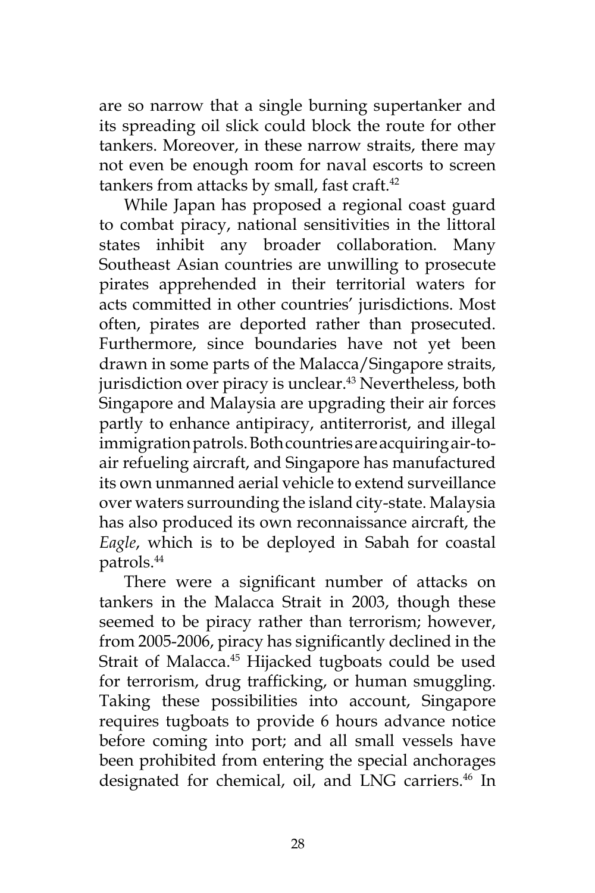are so narrow that a single burning supertanker and its spreading oil slick could block the route for other tankers. Moreover, in these narrow straits, there may not even be enough room for naval escorts to screen tankers from attacks by small, fast craft.[42]

While Japan has proposed a regional coast guard to combat piracy, national sensitivities in the littoral states inhibit any broader collaboration. Many Southeast Asian countries are unwilling to prosecute pirates apprehended in their territorial waters for acts committed in other countries' jurisdictions. Most often, pirates are deported rather than prosecuted. Furthermore, since boundaries have not yet been drawn in some parts of the Malacca/Singapore straits, jurisdiction over piracy is unclear.[43] Nevertheless, both Singapore and Malaysia are upgrading their air forces partly to enhance antipiracy, antiterrorist, and illegal immigration patrols. Both countries are acquiring air-to-air refueling aircraft, and Singapore has manufactured its own unmanned aerial vehicle to extend surveillance over waters surrounding the island city-state. Malaysia has also produced its own reconnaissance aircraft, the *Eagle*, which is to be deployed in Sabah for coastal patrols.[44]

There were a significant number of attacks on tankers in the Malacca Strait in 2003, though these seemed to be piracy rather than terrorism; however, from 2005-2006, piracy has significantly declined in the Strait of Malacca.[45] Hijacked tugboats could be used for terrorism, drug trafficking, or human smuggling. Taking these possibilities into account, Singapore requires tugboats to provide 6 hours advance notice before coming into port; and all small vessels have been prohibited from entering the special anchorages designated for chemical, oil, and LNG carriers.[46] In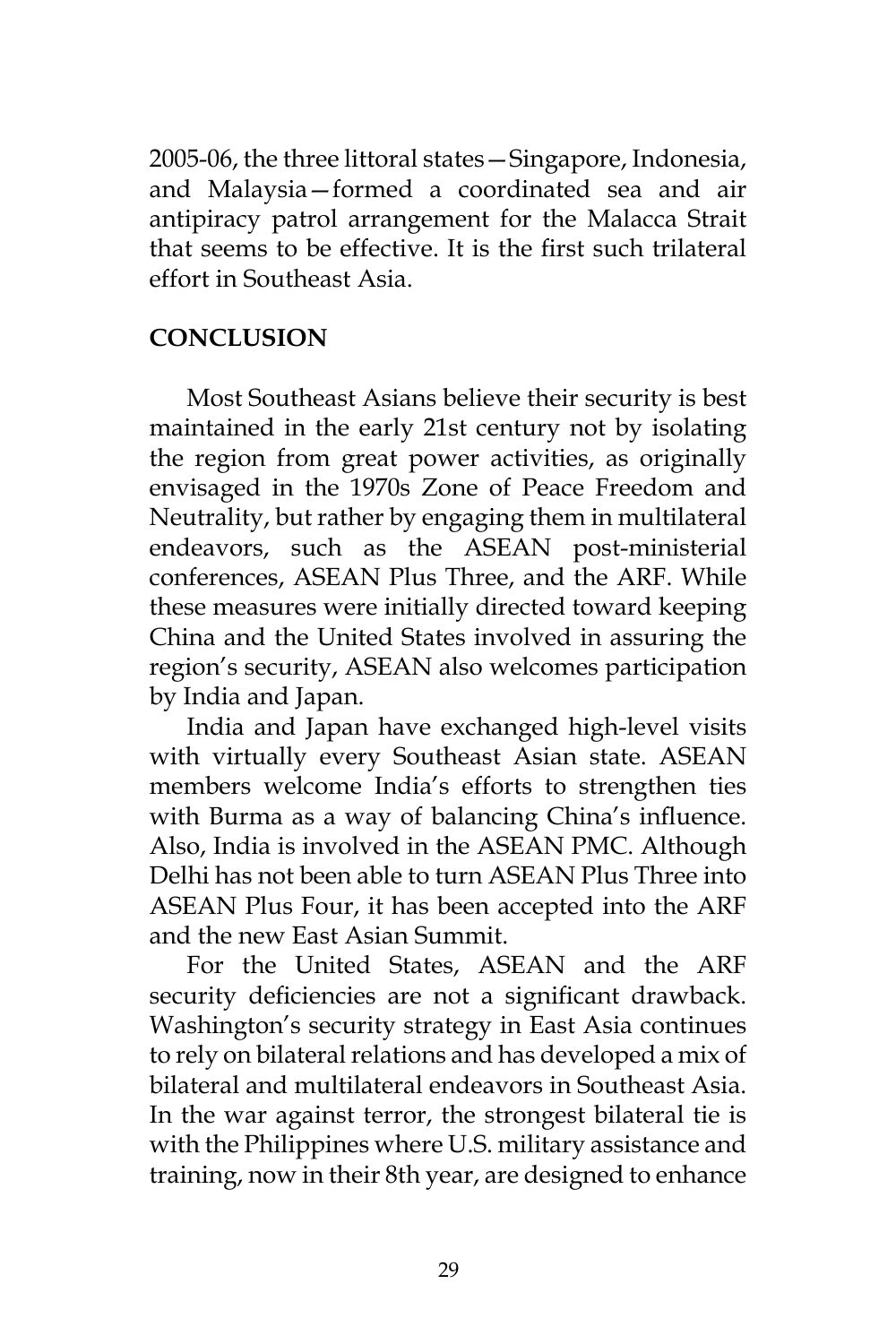2005-06, the three littoral states—Singapore, Indonesia, and Malaysia—formed a coordinated sea and air antipiracy patrol arrangement for the Malacca Strait that seems to be effective. It is the first such trilateral effort in Southeast Asia.

## CONCLUSION

Most Southeast Asians believe their security is best maintained in the early 21st century not by isolating the region from great power activities, as originally envisaged in the 1970s Zone of Peace Freedom and Neutrality, but rather by engaging them in multilateral endeavors, such as the ASEAN post-ministerial conferences, ASEAN Plus Three, and the ARF. While these measures were initially directed toward keeping China and the United States involved in assuring the region's security, ASEAN also welcomes participation by India and Japan.

India and Japan have exchanged high-level visits with virtually every Southeast Asian state. ASEAN members welcome India's efforts to strengthen ties with Burma as a way of balancing China's influence. Also, India is involved in the ASEAN PMC. Although Delhi has not been able to turn ASEAN Plus Three into ASEAN Plus Four, it has been accepted into the ARF and the new East Asian Summit.

For the United States, ASEAN and the ARF security deficiencies are not a significant drawback. Washington's security strategy in East Asia continues to rely on bilateral relations and has developed a mix of bilateral and multilateral endeavors in Southeast Asia. In the war against terror, the strongest bilateral tie is with the Philippines where U.S. military assistance and training, now in their 8th year, are designed to enhance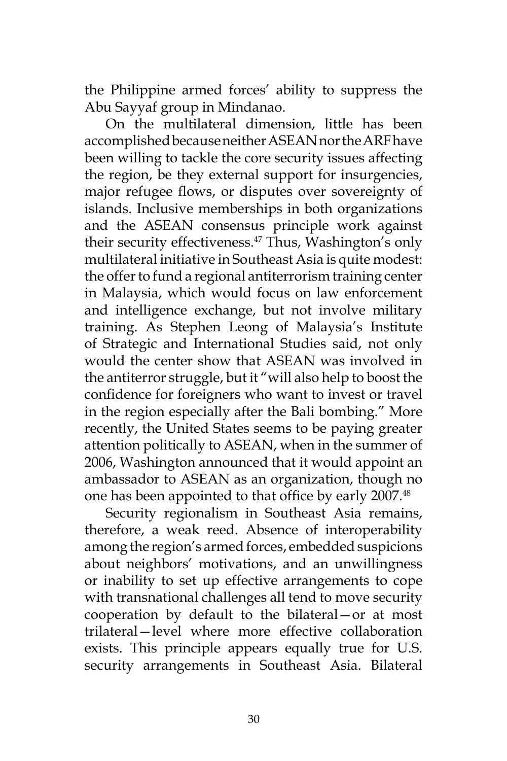the Philippine armed forces' ability to suppress the Abu Sayyaf group in Mindanao.

On the multilateral dimension, little has been accomplished because neither ASEAN nor the ARF have been willing to tackle the core security issues affecting the region, be they external support for insurgencies, major refugee flows, or disputes over sovereignty of islands. Inclusive memberships in both organizations and the ASEAN consensus principle work against their security effectiveness.[47] Thus, Washington's only multilateral initiative in Southeast Asia is quite modest: the offer to fund a regional antiterrorism training center in Malaysia, which would focus on law enforcement and intelligence exchange, but not involve military training. As Stephen Leong of Malaysia's Institute of Strategic and International Studies said, not only would the center show that ASEAN was involved in the antiterror struggle, but it "will also help to boost the confidence for foreigners who want to invest or travel in the region especially after the Bali bombing." More recently, the United States seems to be paying greater attention politically to ASEAN, when in the summer of 2006, Washington announced that it would appoint an ambassador to ASEAN as an organization, though no one has been appointed to that office by early 2007.[48]

Security regionalism in Southeast Asia remains, therefore, a weak reed. Absence of interoperability among the region's armed forces, embedded suspicions about neighbors' motivations, and an unwillingness or inability to set up effective arrangements to cope with transnational challenges all tend to move security cooperation by default to the bilateral—or at most trilateral—level where more effective collaboration exists. This principle appears equally true for U.S. security arrangements in Southeast Asia. Bilateral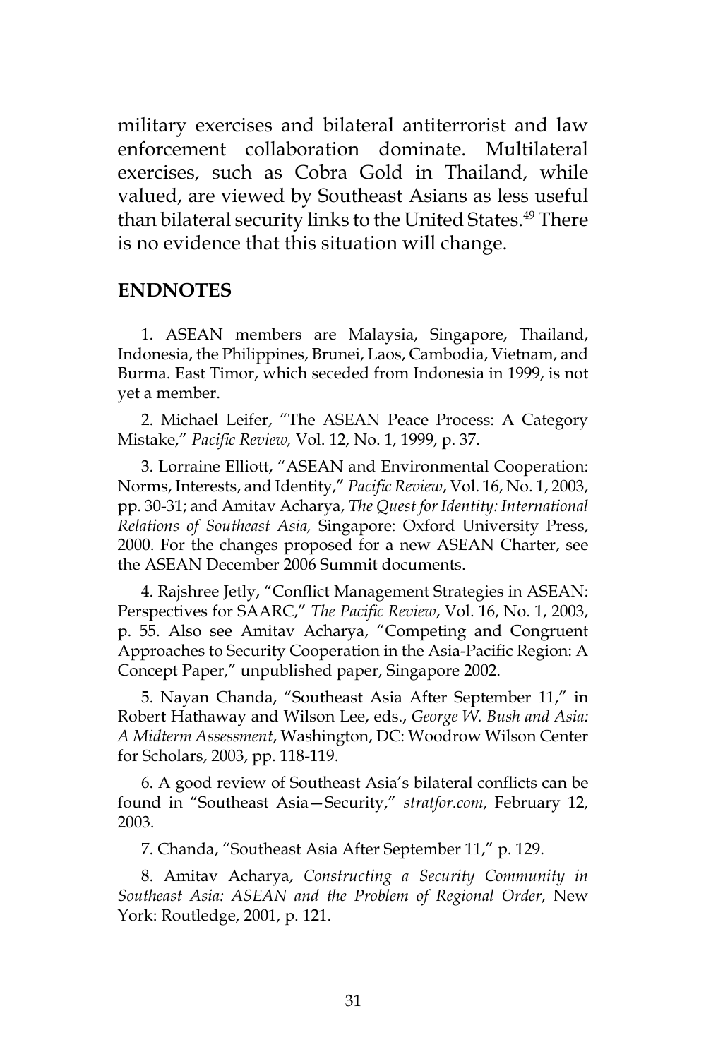military exercises and bilateral antiterrorist and law enforcement collaboration dominate. Multilateral exercises, such as Cobra Gold in Thailand, while valued, are viewed by Southeast Asians as less useful than bilateral security links to the United States.[49] There is no evidence that this situation will change.

## ENDNOTES

1. ASEAN members are Malaysia, Singapore, Thailand, Indonesia, the Philippines, Brunei, Laos, Cambodia, Vietnam, and Burma. East Timor, which seceded from Indonesia in 1999, is not yet a member.

2. Michael Leifer, "The ASEAN Peace Process: A Category Mistake," *Pacific Review,* Vol. 12, No. 1, 1999, p. 37.

3. Lorraine Elliott, "ASEAN and Environmental Cooperation: Norms, Interests, and Identity," *Pacific Review*, Vol. 16, No. 1, 2003, pp. 30-31; and Amitav Acharya, *The Quest for Identity: International Relations of Southeast Asia,* Singapore: Oxford University Press, 2000. For the changes proposed for a new ASEAN Charter, see the ASEAN December 2006 Summit documents.

4. Rajshree Jetly, "Conflict Management Strategies in ASEAN: Perspectives for SAARC," *The Pacific Review*, Vol. 16, No. 1, 2003, p. 55. Also see Amitav Acharya, "Competing and Congruent Approaches to Security Cooperation in the Asia-Pacific Region: A Concept Paper," unpublished paper, Singapore 2002.

5. Nayan Chanda, "Southeast Asia After September 11," in Robert Hathaway and Wilson Lee, eds., *George W. Bush and Asia: A Midterm Assessment*, Washington, DC: Woodrow Wilson Center for Scholars, 2003, pp. 118-119.

6. A good review of Southeast Asia's bilateral conflicts can be found in "Southeast Asia—Security," *stratfor.com*, February 12, 2003.

7. Chanda, "Southeast Asia After September 11," p. 129.

8. Amitav Acharya, *Constructing a Security Community in Southeast Asia: ASEAN and the Problem of Regional Order*, New York: Routledge, 2001, p. 121.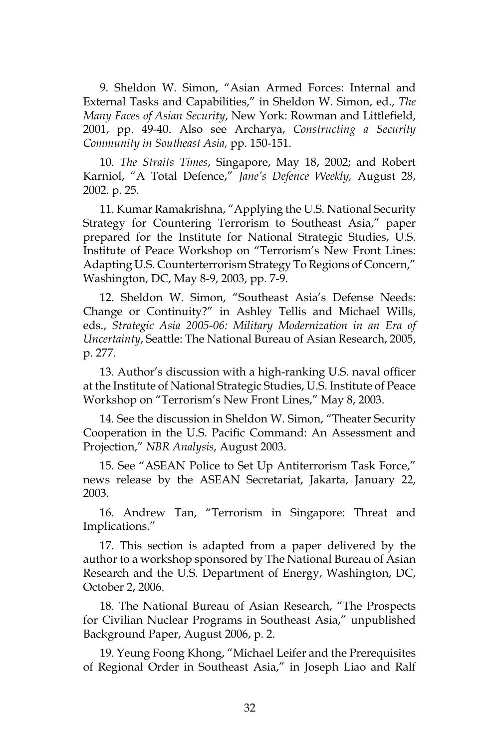9. Sheldon W. Simon, "Asian Armed Forces: Internal and External Tasks and Capabilities," in Sheldon W. Simon, ed., *The Many Faces of Asian Security*, New York: Rowman and Littlefield, 2001, pp. 49-40. Also see Archarya, *Constructing a Security Community in Southeast Asia,* pp. 150-151.

10. *The Straits Times*, Singapore, May 18, 2002; and Robert Karniol, "A Total Defence," *Jane's Defence Weekly,* August 28, 2002. p. 25.

11. Kumar Ramakrishna, "Applying the U.S. National Security Strategy for Countering Terrorism to Southeast Asia," paper prepared for the Institute for National Strategic Studies, U.S. Institute of Peace Workshop on "Terrorism's New Front Lines: Adapting U.S. Counterterrorism Strategy To Regions of Concern," Washington, DC, May 8-9, 2003, pp. 7-9.

12. Sheldon W. Simon, "Southeast Asia's Defense Needs: Change or Continuity?" in Ashley Tellis and Michael Wills, eds., *Strategic Asia 2005-06: Military Modernization in an Era of Uncertainty*, Seattle: The National Bureau of Asian Research, 2005, p. 277.

13. Author's discussion with a high-ranking U.S. naval officer at the Institute of National Strategic Studies, U.S. Institute of Peace Workshop on "Terrorism's New Front Lines," May 8, 2003.

14. See the discussion in Sheldon W. Simon, "Theater Security Cooperation in the U.S. Pacific Command: An Assessment and Projection," *NBR Analysis*, August 2003.

15. See "ASEAN Police to Set Up Antiterrorism Task Force," news release by the ASEAN Secretariat, Jakarta, January 22, 2003.

16. Andrew Tan, "Terrorism in Singapore: Threat and Implications."

17. This section is adapted from a paper delivered by the author to a workshop sponsored by The National Bureau of Asian Research and the U.S. Department of Energy, Washington, DC, October 2, 2006.

18. The National Bureau of Asian Research, "The Prospects for Civilian Nuclear Programs in Southeast Asia," unpublished Background Paper, August 2006, p. 2.

19. Yeung Foong Khong, "Michael Leifer and the Prerequisites of Regional Order in Southeast Asia," in Joseph Liao and Ralf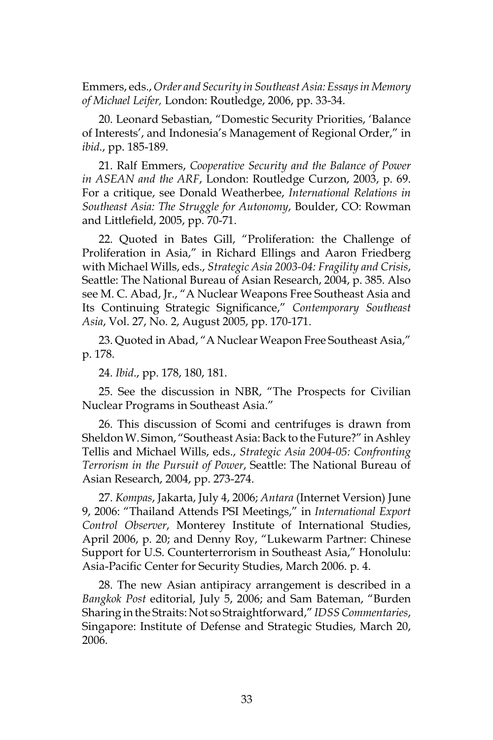Emmers, eds., *Order and Security in Southeast Asia: Essays in Memory of Michael Leifer,* London: Routledge, 2006, pp. 33-34.

20. Leonard Sebastian, "Domestic Security Priorities, 'Balance of Interests', and Indonesia's Management of Regional Order," in *ibid.*, pp. 185-189.

21. Ralf Emmers, *Cooperative Security and the Balance of Power in ASEAN and the ARF*, London: Routledge Curzon, 2003, p. 69. For a critique, see Donald Weatherbee, *International Relations in Southeast Asia: The Struggle for Autonomy*, Boulder, CO: Rowman and Littlefield, 2005, pp. 70-71.

22. Quoted in Bates Gill, "Proliferation: the Challenge of Proliferation in Asia," in Richard Ellings and Aaron Friedberg with Michael Wills, eds., *Strategic Asia 2003-04: Fragility and Crisis*, Seattle: The National Bureau of Asian Research, 2004, p. 385. Also see M. C. Abad, Jr., "A Nuclear Weapons Free Southeast Asia and Its Continuing Strategic Significance," *Contemporary Southeast Asia*, Vol. 27, No. 2, August 2005, pp. 170-171.

23. Quoted in Abad, "A Nuclear Weapon Free Southeast Asia," p. 178.

24. *Ibid*., pp. 178, 180, 181.

25. See the discussion in NBR, "The Prospects for Civilian Nuclear Programs in Southeast Asia."

26. This discussion of Scomi and centrifuges is drawn from Sheldon W. Simon, "Southeast Asia: Back to the Future?" in Ashley Tellis and Michael Wills, eds., *Strategic Asia 2004-05: Confronting Terrorism in the Pursuit of Power*, Seattle: The National Bureau of Asian Research, 2004, pp. 273-274.

27. *Kompas*, Jakarta, July 4, 2006; *Antara* (Internet Version) June 9, 2006: "Thailand Attends PSI Meetings," in *International Export Control Observer*, Monterey Institute of International Studies, April 2006, p. 20; and Denny Roy, "Lukewarm Partner: Chinese Support for U.S. Counterterrorism in Southeast Asia," Honolulu: Asia-Pacific Center for Security Studies, March 2006. p. 4.

28. The new Asian antipiracy arrangement is described in a *Bangkok Post* editorial, July 5, 2006; and Sam Bateman, "Burden Sharing in the Straits: Not so Straightforward," *IDSS Commentaries*, Singapore: Institute of Defense and Strategic Studies, March 20, 2006.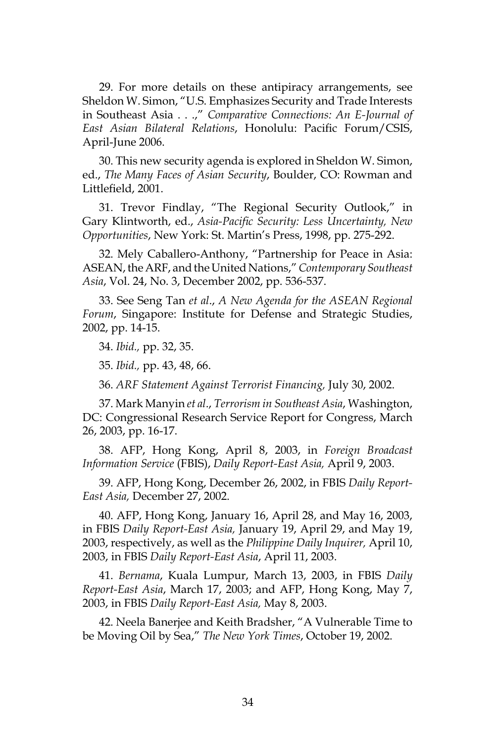29. For more details on these antipiracy arrangements, see Sheldon W. Simon, "U.S. Emphasizes Security and Trade Interests in Southeast Asia . . .," *Comparative Connections: An E-Journal of East Asian Bilateral Relations*, Honolulu: Pacific Forum/CSIS, April-June 2006.

30. This new security agenda is explored in Sheldon W. Simon, ed., *The Many Faces of Asian Security*, Boulder, CO: Rowman and Littlefield, 2001.

31. Trevor Findlay, "The Regional Security Outlook," in Gary Klintworth, ed., *Asia-Pacific Security: Less Uncertainty, New Opportunities*, New York: St. Martin's Press, 1998, pp. 275-292.

32. Mely Caballero-Anthony, "Partnership for Peace in Asia: ASEAN, the ARF, and the United Nations," *Contemporary Southeast Asia*, Vol. 24, No. 3, December 2002, pp. 536-537.

33. See Seng Tan *et al*., *A New Agenda for the ASEAN Regional Forum*, Singapore: Institute for Defense and Strategic Studies, 2002, pp. 14-15.

34. *Ibid.,* pp. 32, 35.

35. *Ibid.,* pp. 43, 48, 66.

36. *ARF Statement Against Terrorist Financing,* July 30, 2002.

37. Mark Manyin *et al*., *Terrorism in Southeast Asia*, Washington, DC: Congressional Research Service Report for Congress, March 26, 2003, pp. 16-17.

38. AFP, Hong Kong, April 8, 2003, in *Foreign Broadcast Information Service* (FBIS), *Daily Report-East Asia,* April 9, 2003.

39. AFP, Hong Kong, December 26, 2002, in FBIS *Daily Report-East Asia,* December 27, 2002.

40. AFP, Hong Kong, January 16, April 28, and May 16, 2003, in FBIS *Daily Report-East Asia,* January 19, April 29, and May 19, 2003, respectively, as well as the *Philippine Daily Inquirer,* April 10, 2003, in FBIS *Daily Report-East Asia*, April 11, 2003.

41. *Bernama*, Kuala Lumpur, March 13, 2003, in FBIS *Daily Report-East Asia*, March 17, 2003; and AFP, Hong Kong, May 7, 2003, in FBIS *Daily Report-East Asia,* May 8, 2003.

42. Neela Banerjee and Keith Bradsher, "A Vulnerable Time to be Moving Oil by Sea," *The New York Times*, October 19, 2002.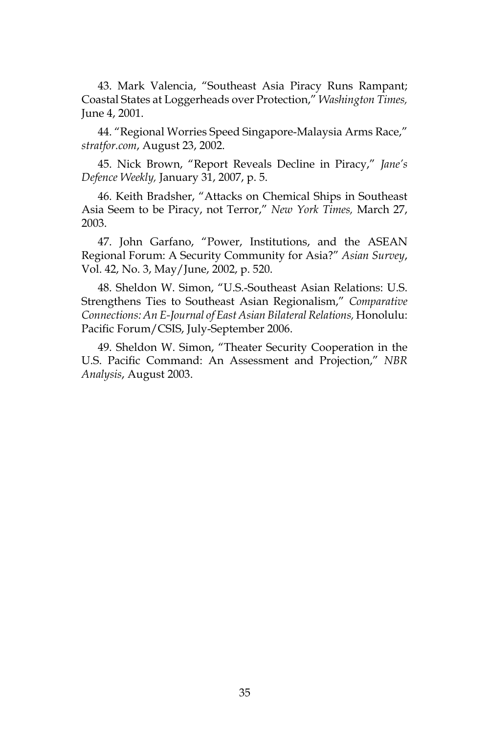43. Mark Valencia, "Southeast Asia Piracy Runs Rampant; Coastal States at Loggerheads over Protection," *Washington Times,* June 4, 2001.

44. "Regional Worries Speed Singapore-Malaysia Arms Race," *stratfor.com*, August 23, 2002.

45. Nick Brown, "Report Reveals Decline in Piracy," *Jane's Defence Weekly,* January 31, 2007, p. 5.

46. Keith Bradsher, "Attacks on Chemical Ships in Southeast Asia Seem to be Piracy, not Terror," *New York Times,* March 27, 2003.

47. John Garfano, "Power, Institutions, and the ASEAN Regional Forum: A Security Community for Asia?" *Asian Survey*, Vol. 42, No. 3, May/June, 2002, p. 520.

48. Sheldon W. Simon, "U.S.-Southeast Asian Relations: U.S. Strengthens Ties to Southeast Asian Regionalism," *Comparative Connections: An E-Journal of East Asian Bilateral Relations,* Honolulu: Pacific Forum/CSIS, July-September 2006.

49. Sheldon W. Simon, "Theater Security Cooperation in the U.S. Pacific Command: An Assessment and Projection," *NBR Analysis*, August 2003.